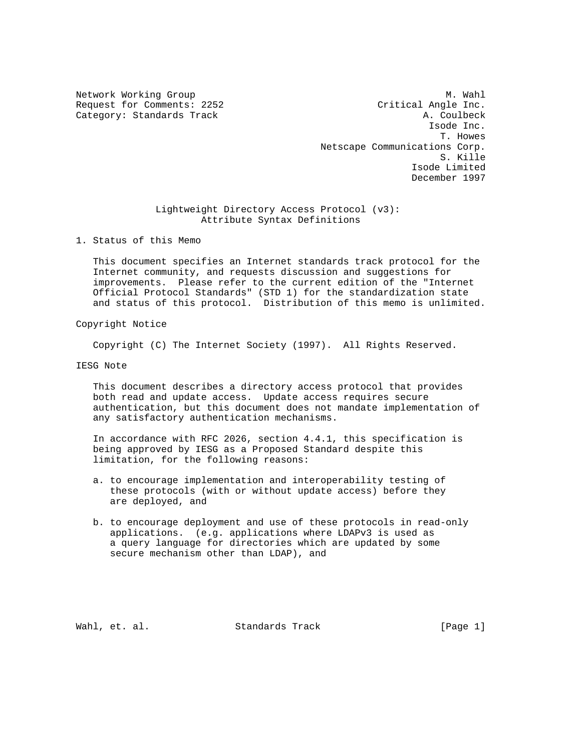Network Working Group M. Wahl
Request for Comments: 2252 Critical Angle Inc.
Category: Standards Track A. Coulbeck
Isode Inc.
T. Howes
Netscape Communications Corp.
S. Kille
Isode Limited
December 1997

# Lightweight Directory Access Protocol (v3): Attribute Syntax Definitions

## 1. Status of this Memo

This document specifies an Internet standards track protocol for the Internet community, and requests discussion and suggestions for improvements. Please refer to the current edition of the "Internet Official Protocol Standards" (STD 1) for the standardization state and status of this protocol. Distribution of this memo is unlimited.

## Copyright Notice

Copyright (C) The Internet Society (1997). All Rights Reserved.

## IESG Note

This document describes a directory access protocol that provides both read and update access. Update access requires secure authentication, but this document does not mandate implementation of any satisfactory authentication mechanisms.

In accordance with RFC 2026, section 4.4.1, this specification is being approved by IESG as a Proposed Standard despite this limitation, for the following reasons:

a. to encourage implementation and interoperability testing of these protocols (with or without update access) before they are deployed, and

b. to encourage deployment and use of these protocols in read-only applications. (e.g. applications where LDAPv3 is used as a query language for directories which are updated by some secure mechanism other than LDAP), and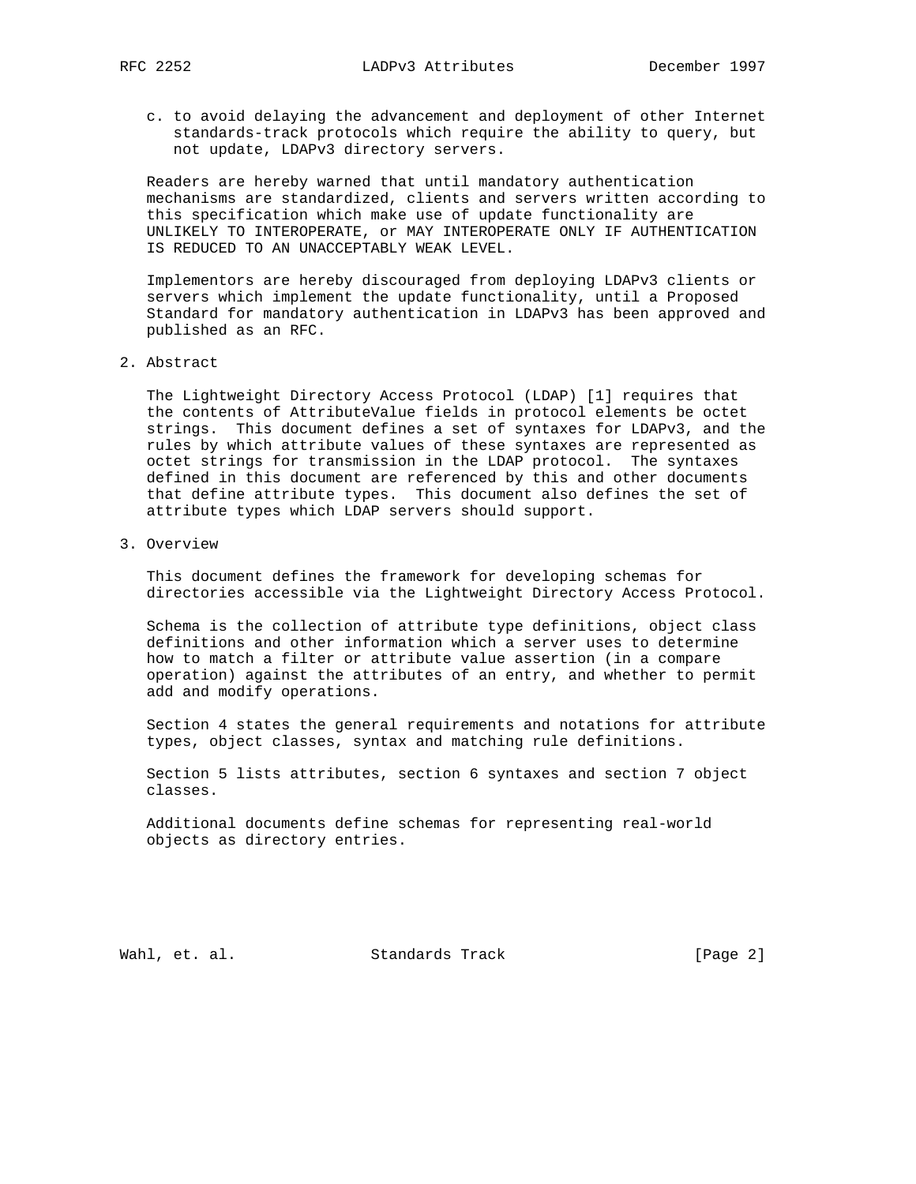c. to avoid delaying the advancement and deployment of other Internet standards-track protocols which require the ability to query, but not update, LDAPv3 directory servers.

Readers are hereby warned that until mandatory authentication mechanisms are standardized, clients and servers written according to this specification which make use of update functionality are UNLIKELY TO INTEROPERATE, or MAY INTEROPERATE ONLY IF AUTHENTICATION IS REDUCED TO AN UNACCEPTABLY WEAK LEVEL.

Implementors are hereby discouraged from deploying LDAPv3 clients or servers which implement the update functionality, until a Proposed Standard for mandatory authentication in LDAPv3 has been approved and published as an RFC.

## 2. Abstract

The Lightweight Directory Access Protocol (LDAP) [1] requires that the contents of AttributeValue fields in protocol elements be octet strings. This document defines a set of syntaxes for LDAPv3, and the rules by which attribute values of these syntaxes are represented as octet strings for transmission in the LDAP protocol. The syntaxes defined in this document are referenced by this and other documents that define attribute types. This document also defines the set of attribute types which LDAP servers should support.

## 3. Overview

This document defines the framework for developing schemas for directories accessible via the Lightweight Directory Access Protocol.

Schema is the collection of attribute type definitions, object class definitions and other information which a server uses to determine how to match a filter or attribute value assertion (in a compare operation) against the attributes of an entry, and whether to permit add and modify operations.

Section 4 states the general requirements and notations for attribute types, object classes, syntax and matching rule definitions.

Section 5 lists attributes, section 6 syntaxes and section 7 object classes.

Additional documents define schemas for representing real-world objects as directory entries.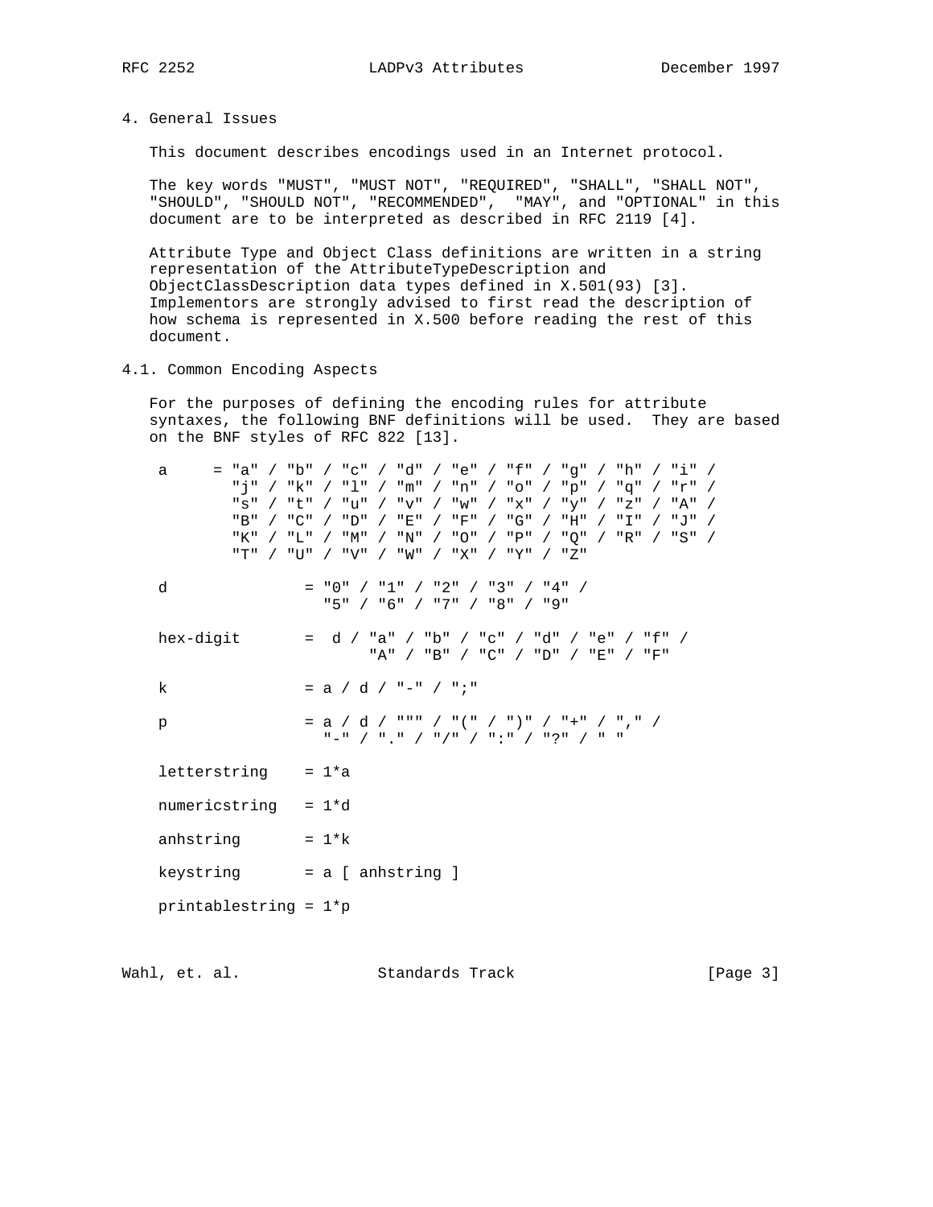## 4. General Issues

This document describes encodings used in an Internet protocol.

The key words "MUST", "MUST NOT", "REQUIRED", "SHALL", "SHALL NOT", "SHOULD", "SHOULD NOT", "RECOMMENDED", "MAY", and "OPTIONAL" in this document are to be interpreted as described in RFC 2119 [4].

Attribute Type and Object Class definitions are written in a string representation of the AttributeTypeDescription and ObjectClassDescription data types defined in X.501(93) [3]. Implementors are strongly advised to first read the description of how schema is represented in X.500 before reading the rest of this document.

### 4.1. Common Encoding Aspects

For the purposes of defining the encoding rules for attribute syntaxes, the following BNF definitions will be used. They are based on the BNF styles of RFC 822 [13].

```
a     = "a" / "b" / "c" / "d" / "e" / "f" / "g" / "h" / "i" /
        "j" / "k" / "l" / "m" / "n" / "o" / "p" / "q" / "r" /
        "s" / "t" / "u" / "v" / "w" / "x" / "y" / "z" / "A" /
        "B" / "C" / "D" / "E" / "F" / "G" / "H" / "I" / "J" /
        "K" / "L" / "M" / "N" / "O" / "P" / "Q" / "R" / "S" /
        "T" / "U" / "V" / "W" / "X" / "Y" / "Z"

d               = "0" / "1" / "2" / "3" / "4" /
                  "5" / "6" / "7" / "8" / "9"

hex-digit       =  d / "a" / "b" / "c" / "d" / "e" / "f" /
                       "A" / "B" / "C" / "D" / "E" / "F"

k               = a / d / "-" / ";"

p               = a / d / """ / "(" / ")" / "+" / "," /
                  "-" / "." / "/" / ":" / "?" / " "

letterstring    = 1*a

numericstring   = 1*d

anhstring       = 1*k

keystring       = a [ anhstring ]

printablestring = 1*p
```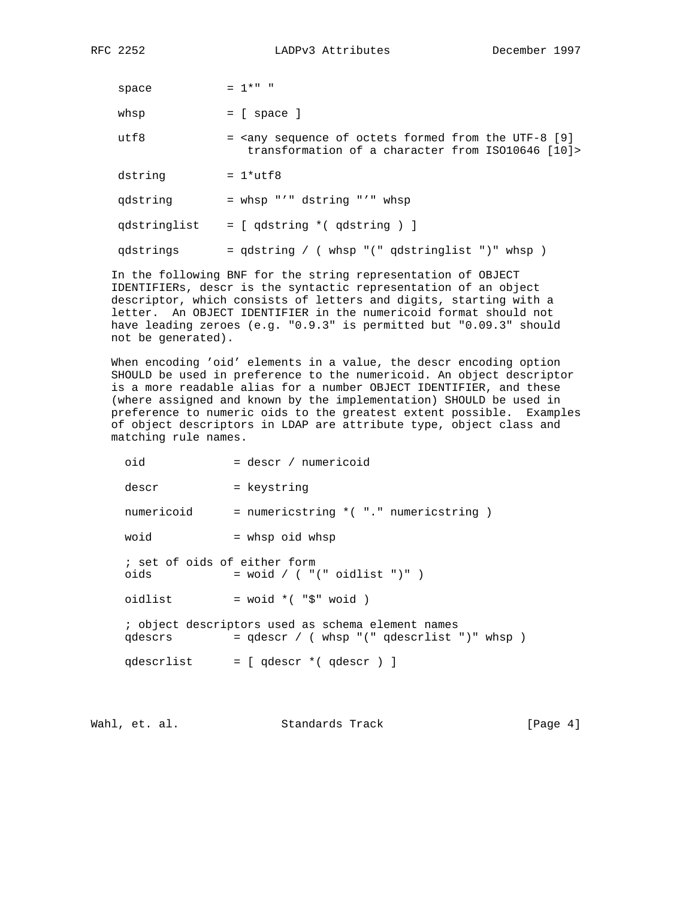```
space          = 1*" "

whsp           = [ space ]

utf8           = <any sequence of octets formed from the UTF-8 [9]
                    transformation of a character from ISO10646 [10]>

dstring        = 1*utf8

qdstring       = whsp "'" dstring "'" whsp

qdstringlist   = [ qdstring *( qdstring ) ]

qdstrings      = qdstring / ( whsp "(" qdstringlist ")" whsp )
```

In the following BNF for the string representation of OBJECT IDENTIFIERs, descr is the syntactic representation of an object descriptor, which consists of letters and digits, starting with a letter. An OBJECT IDENTIFIER in the numericoid format should not have leading zeroes (e.g. "0.9.3" is permitted but "0.09.3" should not be generated).

When encoding 'oid' elements in a value, the descr encoding option SHOULD be used in preference to the numericoid. An object descriptor is a more readable alias for a number OBJECT IDENTIFIER, and these (where assigned and known by the implementation) SHOULD be used in preference to numeric oids to the greatest extent possible. Examples of object descriptors in LDAP are attribute type, object class and matching rule names.

```
oid            = descr / numericoid

descr          = keystring

numericoid     = numericstring *( "." numericstring )

woid           = whsp oid whsp

; set of oids of either form
oids           = woid / ( "(" oidlist ")" )

oidlist        = woid *( "$" woid )

; object descriptors used as schema element names
qdescrs        = qdescr / ( whsp "(" qdescrlist ")" whsp )

qdescrlist     = [ qdescr *( qdescr ) ]
```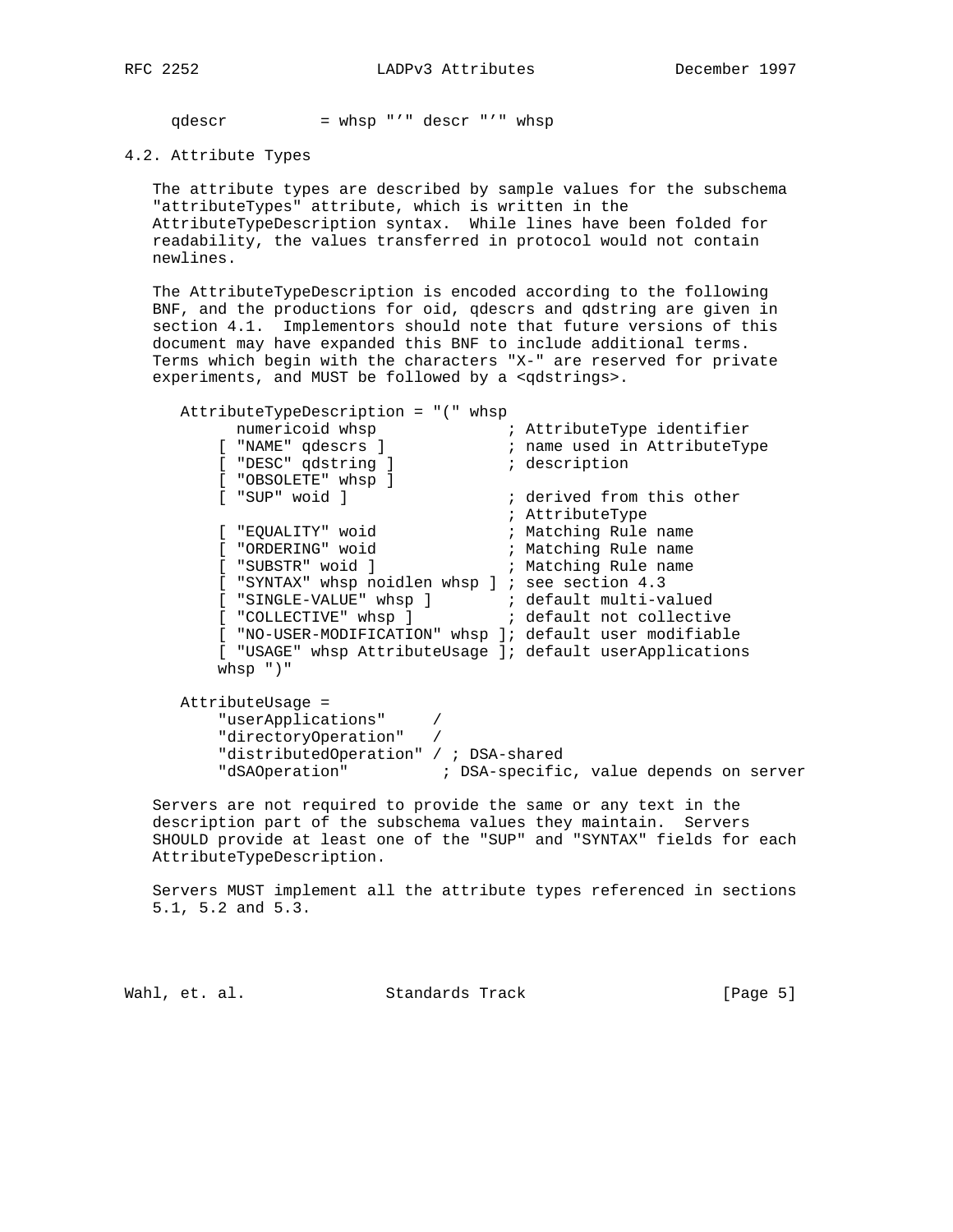```
qdescr          = whsp "'" descr "'" whsp
```

## 4.2. Attribute Types

The attribute types are described by sample values for the subschema "attributeTypes" attribute, which is written in the AttributeTypeDescription syntax. While lines have been folded for readability, the values transferred in protocol would not contain newlines.

The AttributeTypeDescription is encoded according to the following BNF, and the productions for oid, qdescrs and qdstring are given in section 4.1. Implementors should note that future versions of this document may have expanded this BNF to include additional terms. Terms which begin with the characters "X-" are reserved for private experiments, and MUST be followed by a <qdstrings>.

```
AttributeTypeDescription = "(" whsp
      numericoid whsp              ; AttributeType identifier
    [ "NAME" qdescrs ]             ; name used in AttributeType
    [ "DESC" qdstring ]            ; description
    [ "OBSOLETE" whsp ]
    [ "SUP" woid ]                 ; derived from this other
                                   ; AttributeType
    [ "EQUALITY" woid              ; Matching Rule name
    [ "ORDERING" woid              ; Matching Rule name
    [ "SUBSTR" woid ]              ; Matching Rule name
    [ "SYNTAX" whsp noidlen whsp ] ; see section 4.3
    [ "SINGLE-VALUE" whsp ]        ; default multi-valued
    [ "COLLECTIVE" whsp ]          ; default not collective
    [ "NO-USER-MODIFICATION" whsp ]; default user modifiable
    [ "USAGE" whsp AttributeUsage ]; default userApplications
    whsp ")"

AttributeUsage =
    "userApplications"     /
    "directoryOperation"   /
    "distributedOperation" / ; DSA-shared
    "dSAOperation"          ; DSA-specific, value depends on server
```

Servers are not required to provide the same or any text in the description part of the subschema values they maintain. Servers SHOULD provide at least one of the "SUP" and "SYNTAX" fields for each AttributeTypeDescription.

Servers MUST implement all the attribute types referenced in sections 5.1, 5.2 and 5.3.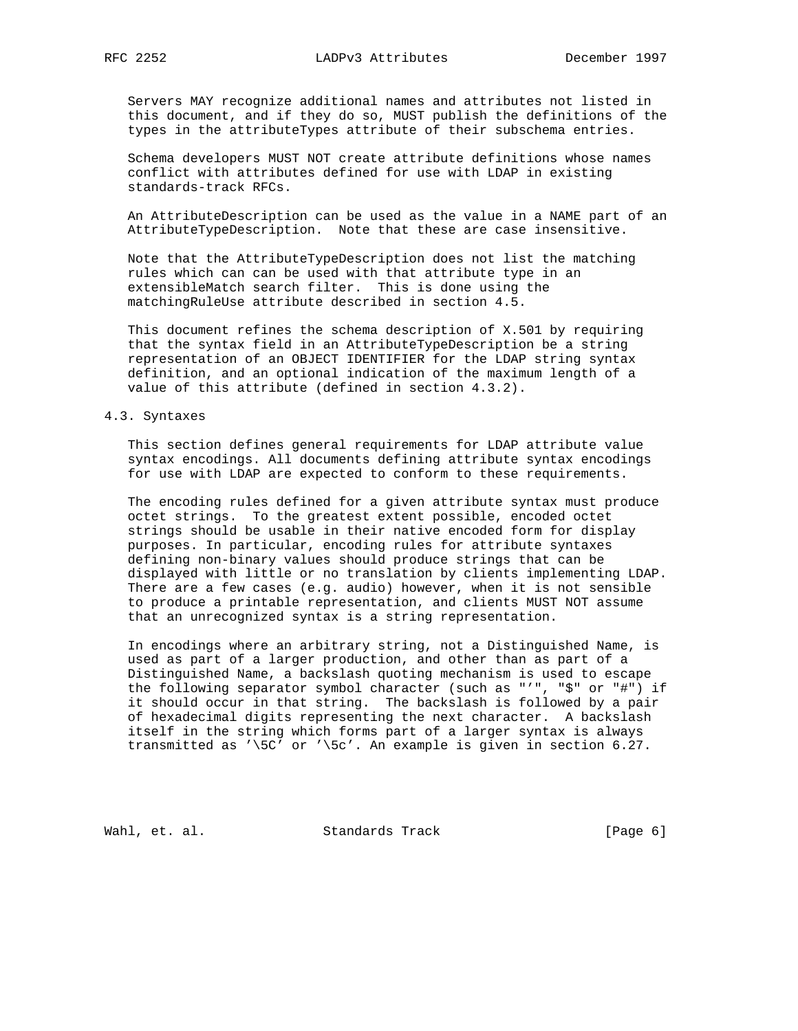Servers MAY recognize additional names and attributes not listed in this document, and if they do so, MUST publish the definitions of the types in the attributeTypes attribute of their subschema entries.

Schema developers MUST NOT create attribute definitions whose names conflict with attributes defined for use with LDAP in existing standards-track RFCs.

An AttributeDescription can be used as the value in a NAME part of an AttributeTypeDescription. Note that these are case insensitive.

Note that the AttributeTypeDescription does not list the matching rules which can can be used with that attribute type in an extensibleMatch search filter. This is done using the matchingRuleUse attribute described in section 4.5.

This document refines the schema description of X.501 by requiring that the syntax field in an AttributeTypeDescription be a string representation of an OBJECT IDENTIFIER for the LDAP string syntax definition, and an optional indication of the maximum length of a value of this attribute (defined in section 4.3.2).

## 4.3. Syntaxes

This section defines general requirements for LDAP attribute value syntax encodings. All documents defining attribute syntax encodings for use with LDAP are expected to conform to these requirements.

The encoding rules defined for a given attribute syntax must produce octet strings. To the greatest extent possible, encoded octet strings should be usable in their native encoded form for display purposes. In particular, encoding rules for attribute syntaxes defining non-binary values should produce strings that can be displayed with little or no translation by clients implementing LDAP. There are a few cases (e.g. audio) however, when it is not sensible to produce a printable representation, and clients MUST NOT assume that an unrecognized syntax is a string representation.

In encodings where an arbitrary string, not a Distinguished Name, is used as part of a larger production, and other than as part of a Distinguished Name, a backslash quoting mechanism is used to escape the following separator symbol character (such as "'", "$" or "#") if it should occur in that string. The backslash is followed by a pair of hexadecimal digits representing the next character. A backslash itself in the string which forms part of a larger syntax is always transmitted as '\5C' or '\5c'. An example is given in section 6.27.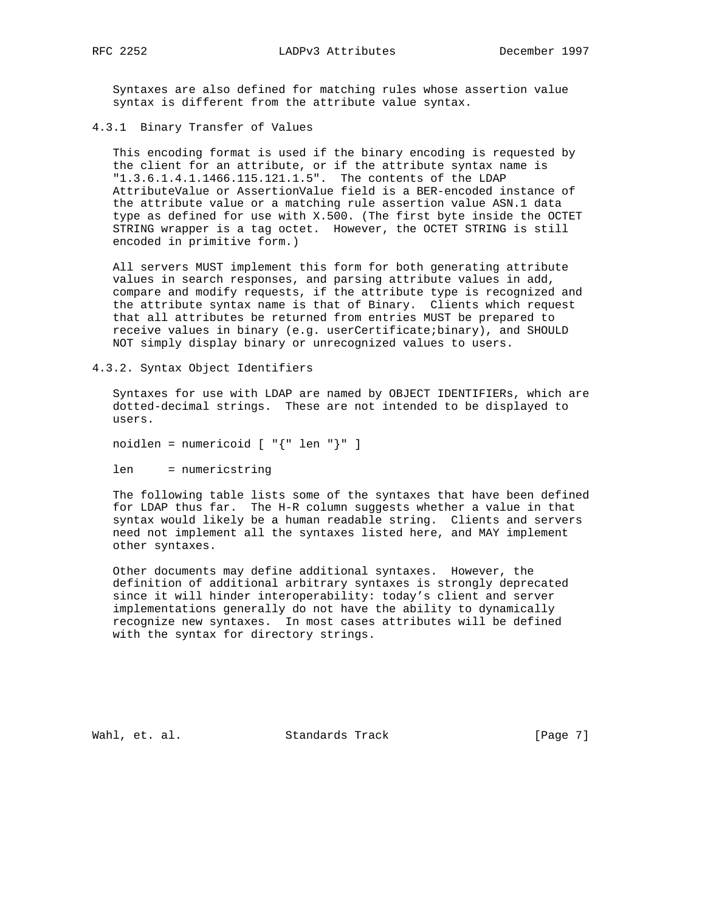Syntaxes are also defined for matching rules whose assertion value syntax is different from the attribute value syntax.

### 4.3.1 Binary Transfer of Values

This encoding format is used if the binary encoding is requested by the client for an attribute, or if the attribute syntax name is "1.3.6.1.4.1.1466.115.121.1.5". The contents of the LDAP AttributeValue or AssertionValue field is a BER-encoded instance of the attribute value or a matching rule assertion value ASN.1 data type as defined for use with X.500. (The first byte inside the OCTET STRING wrapper is a tag octet. However, the OCTET STRING is still encoded in primitive form.)

All servers MUST implement this form for both generating attribute values in search responses, and parsing attribute values in add, compare and modify requests, if the attribute type is recognized and the attribute syntax name is that of Binary. Clients which request that all attributes be returned from entries MUST be prepared to receive values in binary (e.g. userCertificate;binary), and SHOULD NOT simply display binary or unrecognized values to users.

### 4.3.2. Syntax Object Identifiers

Syntaxes for use with LDAP are named by OBJECT IDENTIFIERs, which are dotted-decimal strings. These are not intended to be displayed to users.

```
noidlen = numericoid [ "{" len "}" ]

len     = numericstring
```

The following table lists some of the syntaxes that have been defined for LDAP thus far. The H-R column suggests whether a value in that syntax would likely be a human readable string. Clients and servers need not implement all the syntaxes listed here, and MAY implement other syntaxes.

Other documents may define additional syntaxes. However, the definition of additional arbitrary syntaxes is strongly deprecated since it will hinder interoperability: today's client and server implementations generally do not have the ability to dynamically recognize new syntaxes. In most cases attributes will be defined with the syntax for directory strings.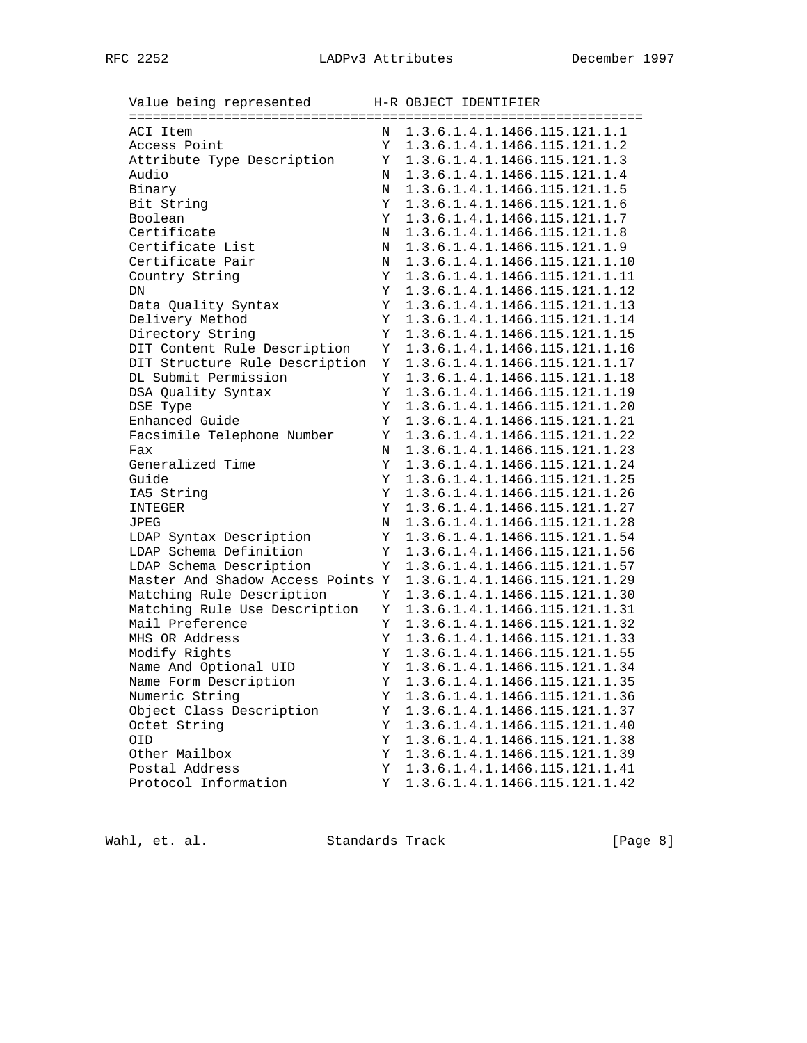| Value being represented | H-R | OBJECT IDENTIFIER |
|---|---|---|
| ACI Item | N | 1.3.6.1.4.1.1466.115.121.1.1 |
| Access Point | Y | 1.3.6.1.4.1.1466.115.121.1.2 |
| Attribute Type Description | Y | 1.3.6.1.4.1.1466.115.121.1.3 |
| Audio | N | 1.3.6.1.4.1.1466.115.121.1.4 |
| Binary | N | 1.3.6.1.4.1.1466.115.121.1.5 |
| Bit String | Y | 1.3.6.1.4.1.1466.115.121.1.6 |
| Boolean | Y | 1.3.6.1.4.1.1466.115.121.1.7 |
| Certificate | N | 1.3.6.1.4.1.1466.115.121.1.8 |
| Certificate List | N | 1.3.6.1.4.1.1466.115.121.1.9 |
| Certificate Pair | N | 1.3.6.1.4.1.1466.115.121.1.10 |
| Country String | Y | 1.3.6.1.4.1.1466.115.121.1.11 |
| DN | Y | 1.3.6.1.4.1.1466.115.121.1.12 |
| Data Quality Syntax | Y | 1.3.6.1.4.1.1466.115.121.1.13 |
| Delivery Method | Y | 1.3.6.1.4.1.1466.115.121.1.14 |
| Directory String | Y | 1.3.6.1.4.1.1466.115.121.1.15 |
| DIT Content Rule Description | Y | 1.3.6.1.4.1.1466.115.121.1.16 |
| DIT Structure Rule Description | Y | 1.3.6.1.4.1.1466.115.121.1.17 |
| DL Submit Permission | Y | 1.3.6.1.4.1.1466.115.121.1.18 |
| DSA Quality Syntax | Y | 1.3.6.1.4.1.1466.115.121.1.19 |
| DSE Type | Y | 1.3.6.1.4.1.1466.115.121.1.20 |
| Enhanced Guide | Y | 1.3.6.1.4.1.1466.115.121.1.21 |
| Facsimile Telephone Number | Y | 1.3.6.1.4.1.1466.115.121.1.22 |
| Fax | N | 1.3.6.1.4.1.1466.115.121.1.23 |
| Generalized Time | Y | 1.3.6.1.4.1.1466.115.121.1.24 |
| Guide | Y | 1.3.6.1.4.1.1466.115.121.1.25 |
| IA5 String | Y | 1.3.6.1.4.1.1466.115.121.1.26 |
| INTEGER | Y | 1.3.6.1.4.1.1466.115.121.1.27 |
| JPEG | N | 1.3.6.1.4.1.1466.115.121.1.28 |
| LDAP Syntax Description | Y | 1.3.6.1.4.1.1466.115.121.1.54 |
| LDAP Schema Definition | Y | 1.3.6.1.4.1.1466.115.121.1.56 |
| LDAP Schema Description | Y | 1.3.6.1.4.1.1466.115.121.1.57 |
| Master And Shadow Access Points | Y | 1.3.6.1.4.1.1466.115.121.1.29 |
| Matching Rule Description | Y | 1.3.6.1.4.1.1466.115.121.1.30 |
| Matching Rule Use Description | Y | 1.3.6.1.4.1.1466.115.121.1.31 |
| Mail Preference | Y | 1.3.6.1.4.1.1466.115.121.1.32 |
| MHS OR Address | Y | 1.3.6.1.4.1.1466.115.121.1.33 |
| Modify Rights | Y | 1.3.6.1.4.1.1466.115.121.1.55 |
| Name And Optional UID | Y | 1.3.6.1.4.1.1466.115.121.1.34 |
| Name Form Description | Y | 1.3.6.1.4.1.1466.115.121.1.35 |
| Numeric String | Y | 1.3.6.1.4.1.1466.115.121.1.36 |
| Object Class Description | Y | 1.3.6.1.4.1.1466.115.121.1.37 |
| Octet String | Y | 1.3.6.1.4.1.1466.115.121.1.40 |
| OID | Y | 1.3.6.1.4.1.1466.115.121.1.38 |
| Other Mailbox | Y | 1.3.6.1.4.1.1466.115.121.1.39 |
| Postal Address | Y | 1.3.6.1.4.1.1466.115.121.1.41 |
| Protocol Information | Y | 1.3.6.1.4.1.1466.115.121.1.42 |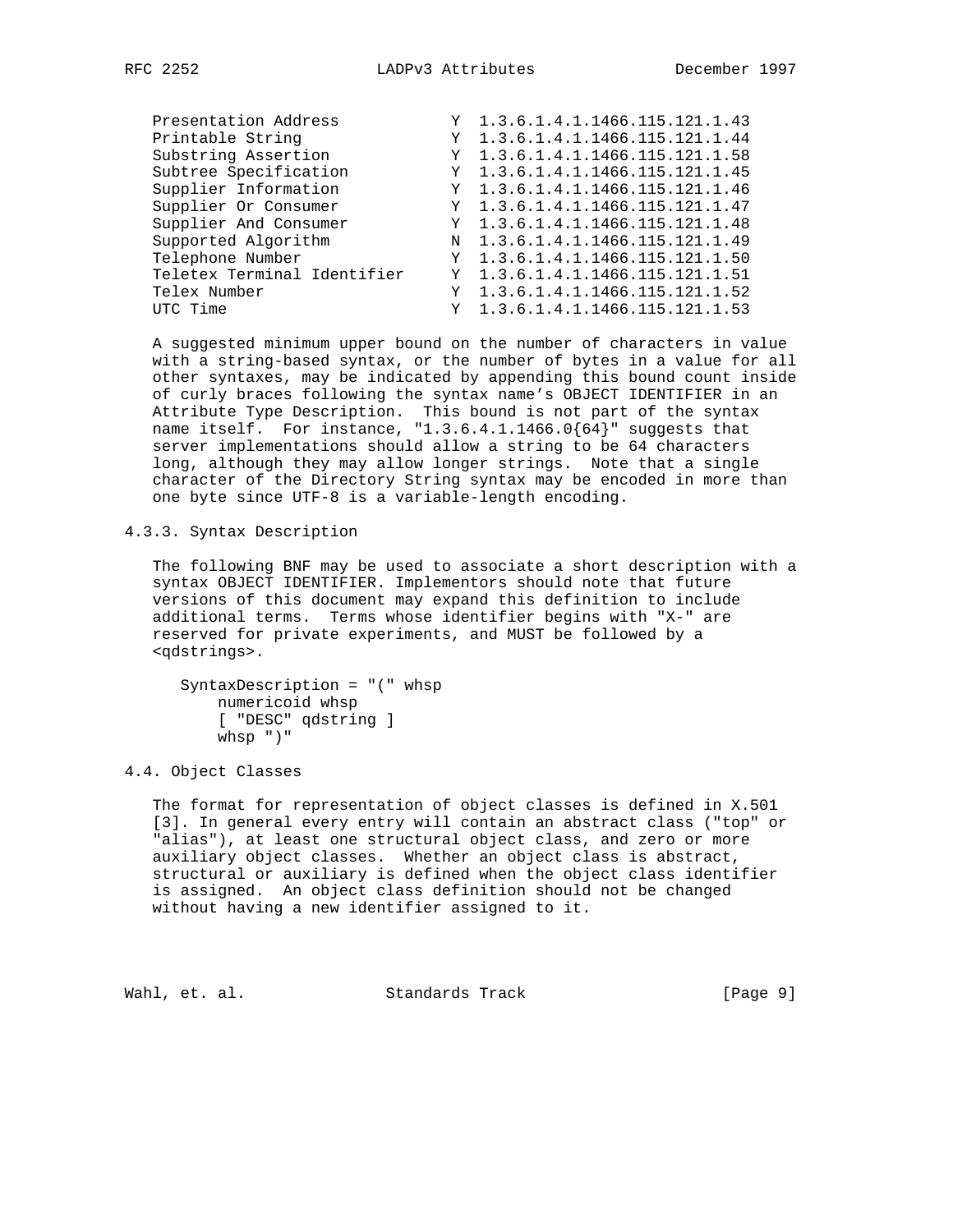| | | |
|---|---|---|
| Presentation Address | Y | 1.3.6.1.4.1.1466.115.121.1.43 |
| Printable String | Y | 1.3.6.1.4.1.1466.115.121.1.44 |
| Substring Assertion | Y | 1.3.6.1.4.1.1466.115.121.1.58 |
| Subtree Specification | Y | 1.3.6.1.4.1.1466.115.121.1.45 |
| Supplier Information | Y | 1.3.6.1.4.1.1466.115.121.1.46 |
| Supplier Or Consumer | Y | 1.3.6.1.4.1.1466.115.121.1.47 |
| Supplier And Consumer | Y | 1.3.6.1.4.1.1466.115.121.1.48 |
| Supported Algorithm | N | 1.3.6.1.4.1.1466.115.121.1.49 |
| Telephone Number | Y | 1.3.6.1.4.1.1466.115.121.1.50 |
| Teletex Terminal Identifier | Y | 1.3.6.1.4.1.1466.115.121.1.51 |
| Telex Number | Y | 1.3.6.1.4.1.1466.115.121.1.52 |
| UTC Time | Y | 1.3.6.1.4.1.1466.115.121.1.53 |

A suggested minimum upper bound on the number of characters in value with a string-based syntax, or the number of bytes in a value for all other syntaxes, may be indicated by appending this bound count inside of curly braces following the syntax name's OBJECT IDENTIFIER in an Attribute Type Description. This bound is not part of the syntax name itself. For instance, "1.3.6.4.1.1466.0{64}" suggests that server implementations should allow a string to be 64 characters long, although they may allow longer strings. Note that a single character of the Directory String syntax may be encoded in more than one byte since UTF-8 is a variable-length encoding.

### 4.3.3. Syntax Description

The following BNF may be used to associate a short description with a syntax OBJECT IDENTIFIER. Implementors should note that future versions of this document may expand this definition to include additional terms. Terms whose identifier begins with "X-" are reserved for private experiments, and MUST be followed by a <qdstrings>.

```
SyntaxDescription = "(" whsp
    numericoid whsp
    [ "DESC" qdstring ]
    whsp ")"
```

## 4.4. Object Classes

The format for representation of object classes is defined in X.501 [3]. In general every entry will contain an abstract class ("top" or "alias"), at least one structural object class, and zero or more auxiliary object classes. Whether an object class is abstract, structural or auxiliary is defined when the object class identifier is assigned. An object class definition should not be changed without having a new identifier assigned to it.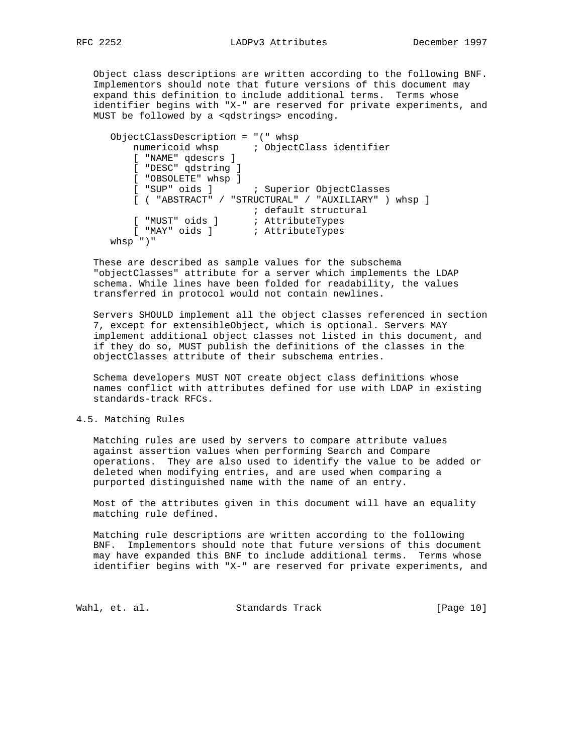Object class descriptions are written according to the following BNF. Implementors should note that future versions of this document may expand this definition to include additional terms. Terms whose identifier begins with "X-" are reserved for private experiments, and MUST be followed by a <qdstrings> encoding.

```
   ObjectClassDescription = "(" whsp
       numericoid whsp      ; ObjectClass identifier
       [ "NAME" qdescrs ]
       [ "DESC" qdstring ]
       [ "OBSOLETE" whsp ]
       [ "SUP" oids ]       ; Superior ObjectClasses
       [ ( "ABSTRACT" / "STRUCTURAL" / "AUXILIARY" ) whsp ]
                            ; default structural
       [ "MUST" oids ]      ; AttributeTypes
       [ "MAY" oids ]       ; AttributeTypes
   whsp ")"
```

These are described as sample values for the subschema "objectClasses" attribute for a server which implements the LDAP schema. While lines have been folded for readability, the values transferred in protocol would not contain newlines.

Servers SHOULD implement all the object classes referenced in section 7, except for extensibleObject, which is optional. Servers MAY implement additional object classes not listed in this document, and if they do so, MUST publish the definitions of the classes in the objectClasses attribute of their subschema entries.

Schema developers MUST NOT create object class definitions whose names conflict with attributes defined for use with LDAP in existing standards-track RFCs.

## 4.5. Matching Rules

Matching rules are used by servers to compare attribute values against assertion values when performing Search and Compare operations. They are also used to identify the value to be added or deleted when modifying entries, and are used when comparing a purported distinguished name with the name of an entry.

Most of the attributes given in this document will have an equality matching rule defined.

Matching rule descriptions are written according to the following BNF. Implementors should note that future versions of this document may have expanded this BNF to include additional terms. Terms whose identifier begins with "X-" are reserved for private experiments, and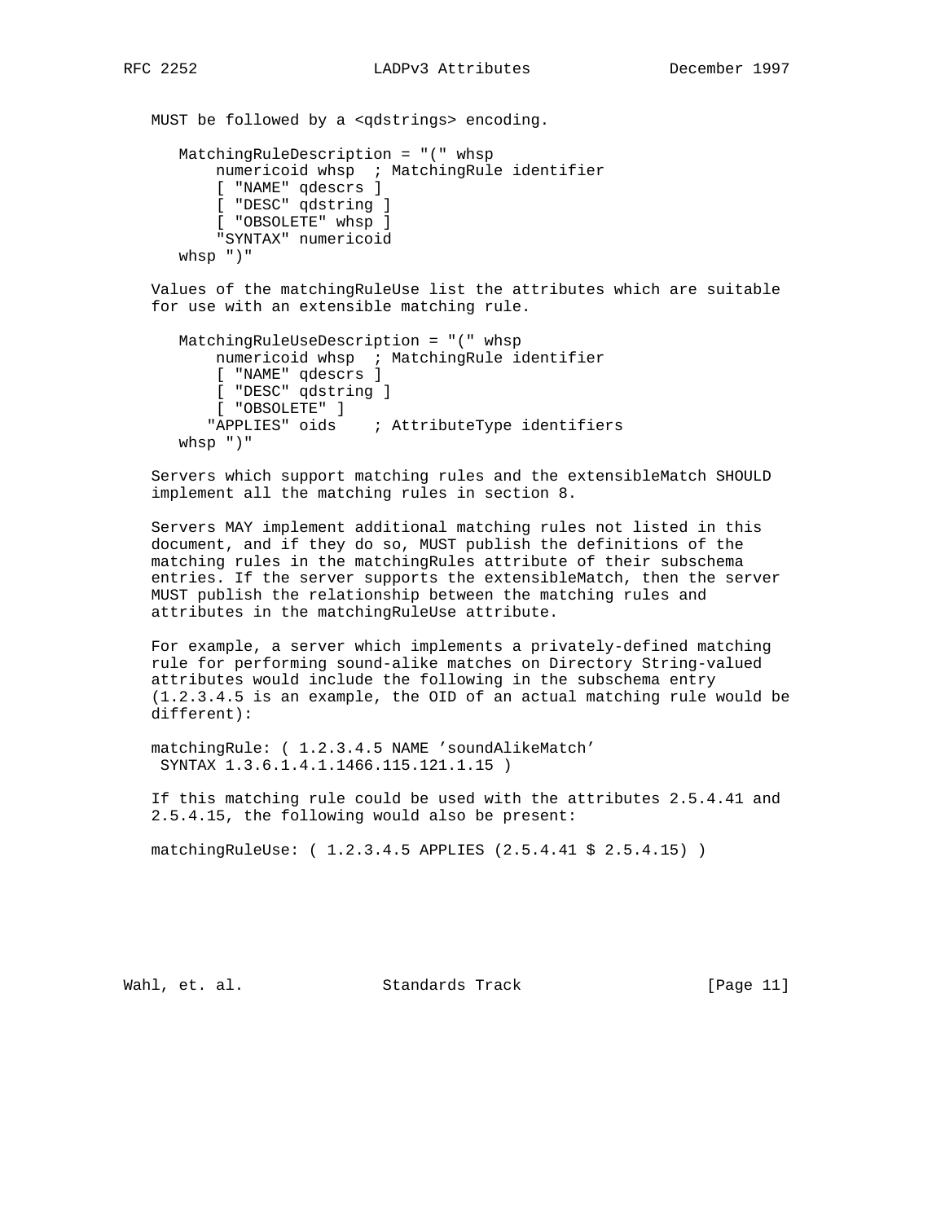MUST be followed by a <qdstrings> encoding.

```
   MatchingRuleDescription = "(" whsp
       numericoid whsp  ; MatchingRule identifier
       [ "NAME" qdescrs ]
       [ "DESC" qdstring ]
       [ "OBSOLETE" whsp ]
       "SYNTAX" numericoid
   whsp ")"
```

Values of the matchingRuleUse list the attributes which are suitable for use with an extensible matching rule.

```
   MatchingRuleUseDescription = "(" whsp
       numericoid whsp  ; MatchingRule identifier
       [ "NAME" qdescrs ]
       [ "DESC" qdstring ]
       [ "OBSOLETE" ]
      "APPLIES" oids    ; AttributeType identifiers
   whsp ")"
```

Servers which support matching rules and the extensibleMatch SHOULD implement all the matching rules in section 8.

Servers MAY implement additional matching rules not listed in this document, and if they do so, MUST publish the definitions of the matching rules in the matchingRules attribute of their subschema entries. If the server supports the extensibleMatch, then the server MUST publish the relationship between the matching rules and attributes in the matchingRuleUse attribute.

For example, a server which implements a privately-defined matching rule for performing sound-alike matches on Directory String-valued attributes would include the following in the subschema entry (1.2.3.4.5 is an example, the OID of an actual matching rule would be different):

```
matchingRule: ( 1.2.3.4.5 NAME 'soundAlikeMatch'
 SYNTAX 1.3.6.1.4.1.1466.115.121.1.15 )
```

If this matching rule could be used with the attributes 2.5.4.41 and 2.5.4.15, the following would also be present:

```
matchingRuleUse: ( 1.2.3.4.5 APPLIES (2.5.4.41 $ 2.5.4.15) )
```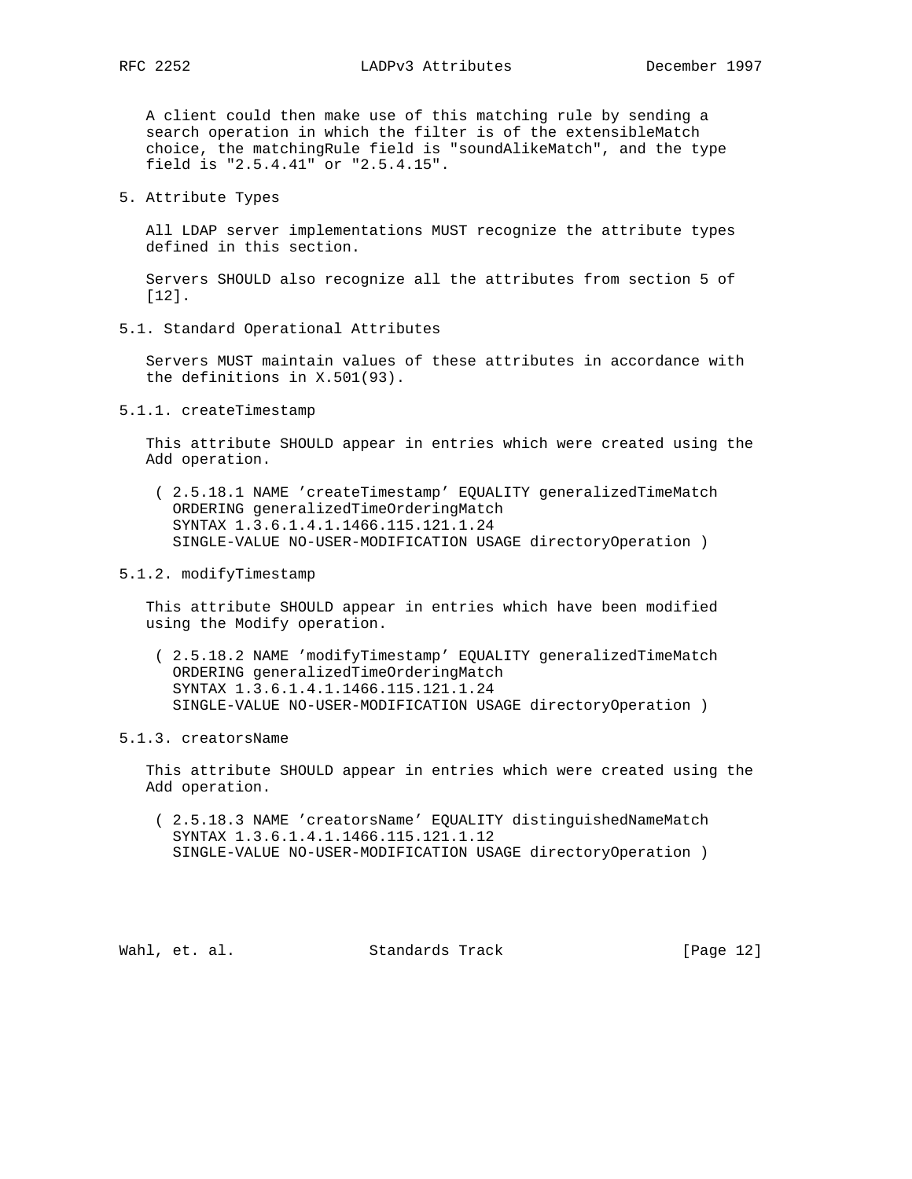A client could then make use of this matching rule by sending a search operation in which the filter is of the extensibleMatch choice, the matchingRule field is "soundAlikeMatch", and the type field is "2.5.4.41" or "2.5.4.15".

# 5. Attribute Types

All LDAP server implementations MUST recognize the attribute types defined in this section.

Servers SHOULD also recognize all the attributes from section 5 of [12].

## 5.1. Standard Operational Attributes

Servers MUST maintain values of these attributes in accordance with the definitions in X.501(93).

### 5.1.1. createTimestamp

This attribute SHOULD appear in entries which were created using the Add operation.

```
( 2.5.18.1 NAME 'createTimestamp' EQUALITY generalizedTimeMatch
  ORDERING generalizedTimeOrderingMatch
  SYNTAX 1.3.6.1.4.1.1466.115.121.1.24
  SINGLE-VALUE NO-USER-MODIFICATION USAGE directoryOperation )
```

### 5.1.2. modifyTimestamp

This attribute SHOULD appear in entries which have been modified using the Modify operation.

```
( 2.5.18.2 NAME 'modifyTimestamp' EQUALITY generalizedTimeMatch
  ORDERING generalizedTimeOrderingMatch
  SYNTAX 1.3.6.1.4.1.1466.115.121.1.24
  SINGLE-VALUE NO-USER-MODIFICATION USAGE directoryOperation )
```

### 5.1.3. creatorsName

This attribute SHOULD appear in entries which were created using the Add operation.

```
( 2.5.18.3 NAME 'creatorsName' EQUALITY distinguishedNameMatch
  SYNTAX 1.3.6.1.4.1.1466.115.121.1.12
  SINGLE-VALUE NO-USER-MODIFICATION USAGE directoryOperation )
```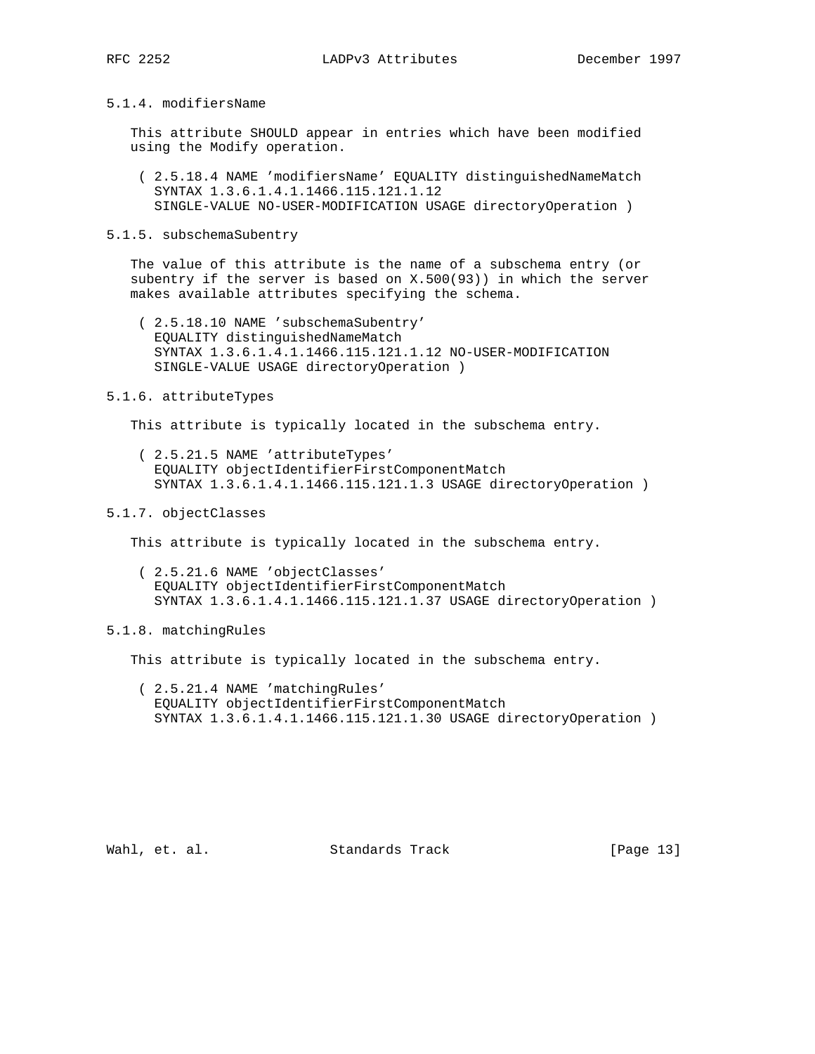### 5.1.4. modifiersName

This attribute SHOULD appear in entries which have been modified using the Modify operation.

```
( 2.5.18.4 NAME 'modifiersName' EQUALITY distinguishedNameMatch
  SYNTAX 1.3.6.1.4.1.1466.115.121.1.12
  SINGLE-VALUE NO-USER-MODIFICATION USAGE directoryOperation )
```

### 5.1.5. subschemaSubentry

The value of this attribute is the name of a subschema entry (or subentry if the server is based on X.500(93)) in which the server makes available attributes specifying the schema.

```
( 2.5.18.10 NAME 'subschemaSubentry'
  EQUALITY distinguishedNameMatch
  SYNTAX 1.3.6.1.4.1.1466.115.121.1.12 NO-USER-MODIFICATION
  SINGLE-VALUE USAGE directoryOperation )
```

### 5.1.6. attributeTypes

This attribute is typically located in the subschema entry.

```
( 2.5.21.5 NAME 'attributeTypes'
  EQUALITY objectIdentifierFirstComponentMatch
  SYNTAX 1.3.6.1.4.1.1466.115.121.1.3 USAGE directoryOperation )
```

### 5.1.7. objectClasses

This attribute is typically located in the subschema entry.

```
( 2.5.21.6 NAME 'objectClasses'
  EQUALITY objectIdentifierFirstComponentMatch
  SYNTAX 1.3.6.1.4.1.1466.115.121.1.37 USAGE directoryOperation )
```

### 5.1.8. matchingRules

This attribute is typically located in the subschema entry.

```
( 2.5.21.4 NAME 'matchingRules'
  EQUALITY objectIdentifierFirstComponentMatch
  SYNTAX 1.3.6.1.4.1.1466.115.121.1.30 USAGE directoryOperation )
```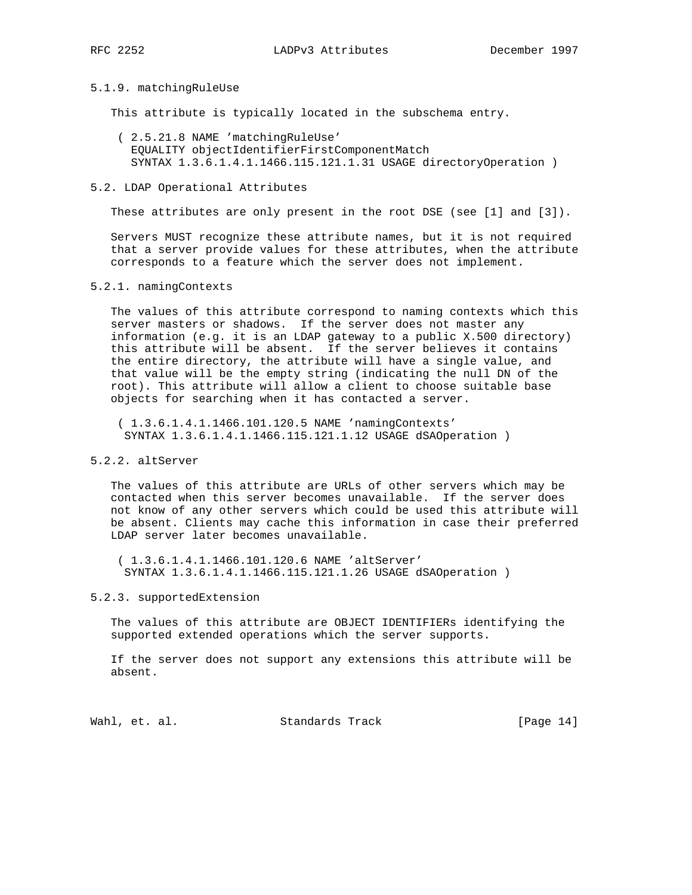#### 5.1.9. matchingRuleUse

This attribute is typically located in the subschema entry.

```
( 2.5.21.8 NAME 'matchingRuleUse'
  EQUALITY objectIdentifierFirstComponentMatch
  SYNTAX 1.3.6.1.4.1.1466.115.121.1.31 USAGE directoryOperation )
```

### 5.2. LDAP Operational Attributes

These attributes are only present in the root DSE (see [1] and [3]).

Servers MUST recognize these attribute names, but it is not required that a server provide values for these attributes, when the attribute corresponds to a feature which the server does not implement.

#### 5.2.1. namingContexts

The values of this attribute correspond to naming contexts which this server masters or shadows. If the server does not master any information (e.g. it is an LDAP gateway to a public X.500 directory) this attribute will be absent. If the server believes it contains the entire directory, the attribute will have a single value, and that value will be the empty string (indicating the null DN of the root). This attribute will allow a client to choose suitable base objects for searching when it has contacted a server.

```
( 1.3.6.1.4.1.1466.101.120.5 NAME 'namingContexts'
  SYNTAX 1.3.6.1.4.1.1466.115.121.1.12 USAGE dSAOperation )
```

#### 5.2.2. altServer

The values of this attribute are URLs of other servers which may be contacted when this server becomes unavailable. If the server does not know of any other servers which could be used this attribute will be absent. Clients may cache this information in case their preferred LDAP server later becomes unavailable.

```
( 1.3.6.1.4.1.1466.101.120.6 NAME 'altServer'
  SYNTAX 1.3.6.1.4.1.1466.115.121.1.26 USAGE dSAOperation )
```

#### 5.2.3. supportedExtension

The values of this attribute are OBJECT IDENTIFIERs identifying the supported extended operations which the server supports.

If the server does not support any extensions this attribute will be absent.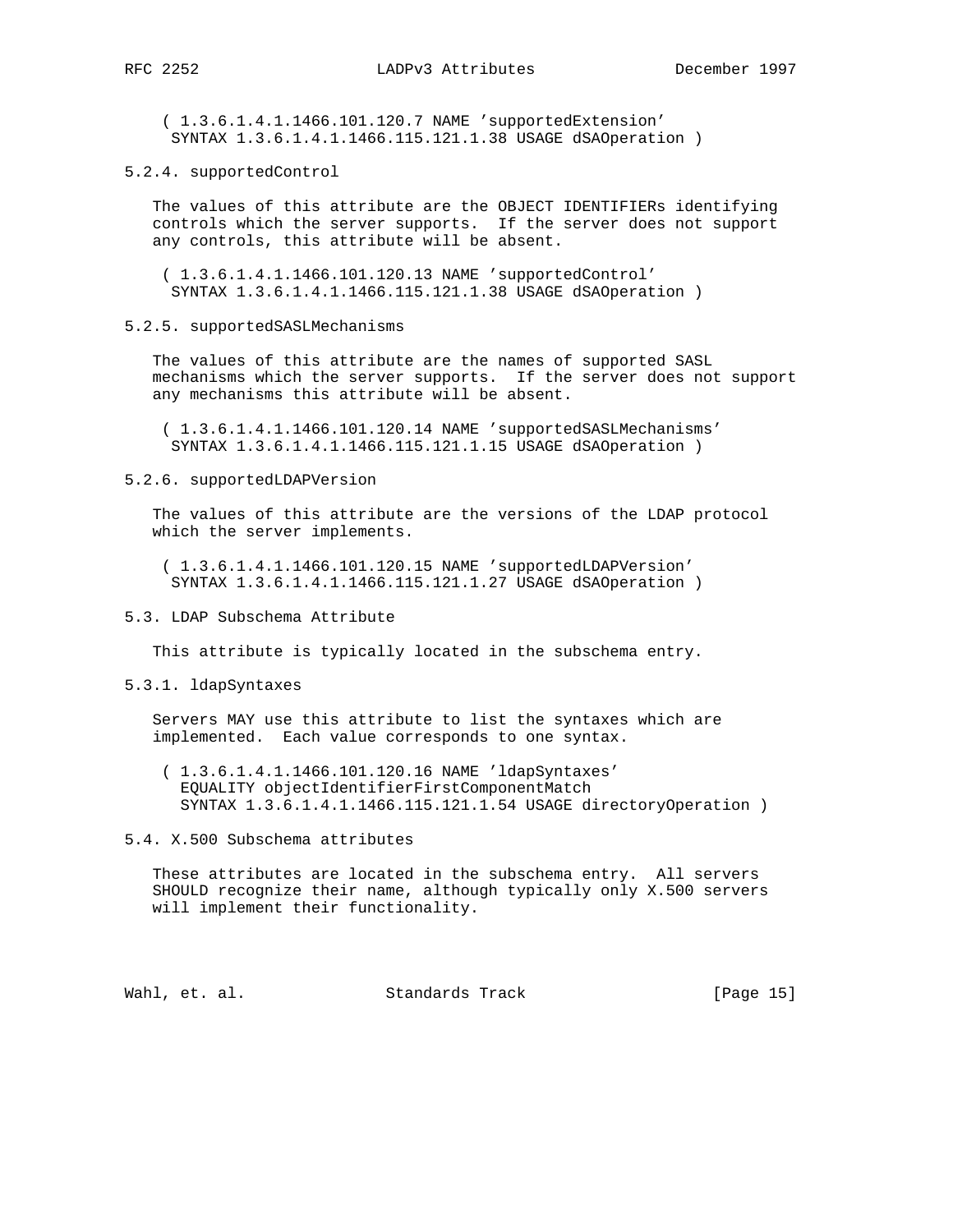```
( 1.3.6.1.4.1.1466.101.120.7 NAME 'supportedExtension'
  SYNTAX 1.3.6.1.4.1.1466.115.121.1.38 USAGE dSAOperation )
```

### 5.2.4. supportedControl

The values of this attribute are the OBJECT IDENTIFIERs identifying controls which the server supports. If the server does not support any controls, this attribute will be absent.

```
( 1.3.6.1.4.1.1466.101.120.13 NAME 'supportedControl'
  SYNTAX 1.3.6.1.4.1.1466.115.121.1.38 USAGE dSAOperation )
```

### 5.2.5. supportedSASLMechanisms

The values of this attribute are the names of supported SASL mechanisms which the server supports. If the server does not support any mechanisms this attribute will be absent.

```
( 1.3.6.1.4.1.1466.101.120.14 NAME 'supportedSASLMechanisms'
  SYNTAX 1.3.6.1.4.1.1466.115.121.1.15 USAGE dSAOperation )
```

### 5.2.6. supportedLDAPVersion

The values of this attribute are the versions of the LDAP protocol which the server implements.

```
( 1.3.6.1.4.1.1466.101.120.15 NAME 'supportedLDAPVersion'
  SYNTAX 1.3.6.1.4.1.1466.115.121.1.27 USAGE dSAOperation )
```

## 5.3. LDAP Subschema Attribute

This attribute is typically located in the subschema entry.

### 5.3.1. ldapSyntaxes

Servers MAY use this attribute to list the syntaxes which are implemented. Each value corresponds to one syntax.

```
( 1.3.6.1.4.1.1466.101.120.16 NAME 'ldapSyntaxes'
  EQUALITY objectIdentifierFirstComponentMatch
  SYNTAX 1.3.6.1.4.1.1466.115.121.1.54 USAGE directoryOperation )
```

## 5.4. X.500 Subschema attributes

These attributes are located in the subschema entry. All servers SHOULD recognize their name, although typically only X.500 servers will implement their functionality.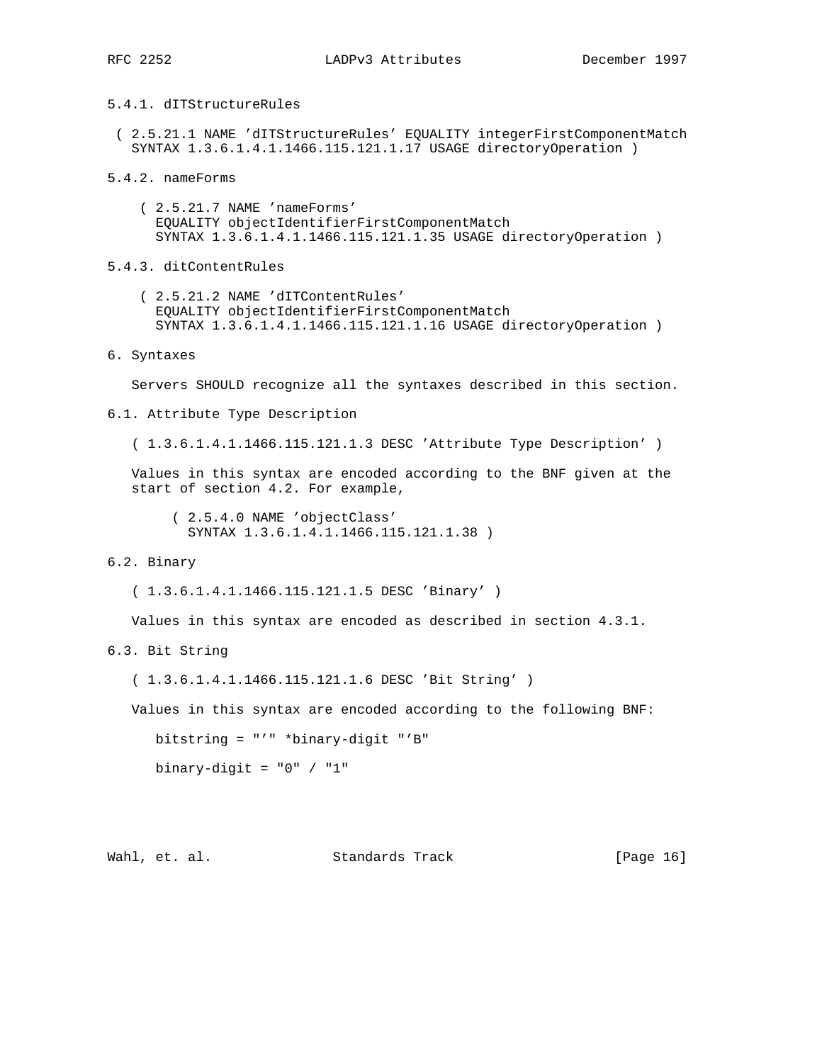5.4.1. dITStructureRules

```
( 2.5.21.1 NAME 'dITStructureRules' EQUALITY integerFirstComponentMatch
  SYNTAX 1.3.6.1.4.1.1466.115.121.1.17 USAGE directoryOperation )
```

5.4.2. nameForms

```
( 2.5.21.7 NAME 'nameForms'
  EQUALITY objectIdentifierFirstComponentMatch
  SYNTAX 1.3.6.1.4.1.1466.115.121.1.35 USAGE directoryOperation )
```

5.4.3. ditContentRules

```
( 2.5.21.2 NAME 'dITContentRules'
  EQUALITY objectIdentifierFirstComponentMatch
  SYNTAX 1.3.6.1.4.1.1466.115.121.1.16 USAGE directoryOperation )
```

6. Syntaxes

Servers SHOULD recognize all the syntaxes described in this section.

6.1. Attribute Type Description

```
( 1.3.6.1.4.1.1466.115.121.1.3 DESC 'Attribute Type Description' )
```

Values in this syntax are encoded according to the BNF given at the start of section 4.2. For example,

```
( 2.5.4.0 NAME 'objectClass'
  SYNTAX 1.3.6.1.4.1.1466.115.121.1.38 )
```

6.2. Binary

```
( 1.3.6.1.4.1.1466.115.121.1.5 DESC 'Binary' )
```

Values in this syntax are encoded as described in section 4.3.1.

6.3. Bit String

```
( 1.3.6.1.4.1.1466.115.121.1.6 DESC 'Bit String' )
```

Values in this syntax are encoded according to the following BNF:

```
bitstring = "'" *binary-digit "'B"

binary-digit = "0" / "1"
```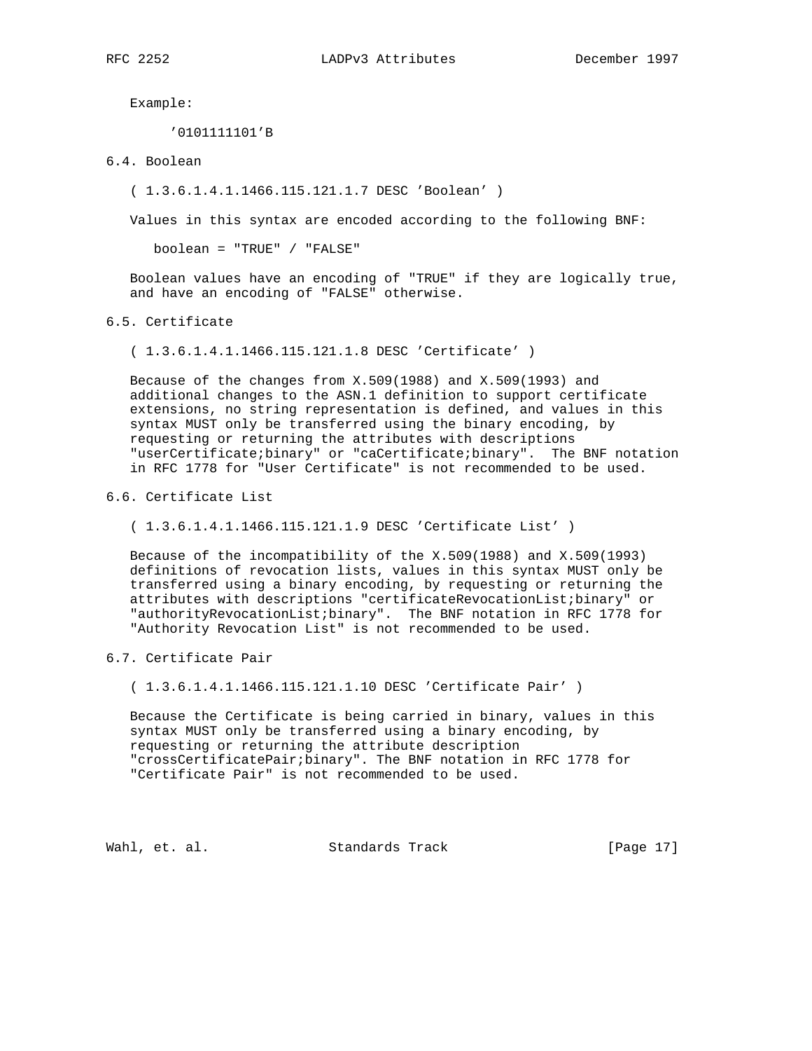Example:

```
'0101111101'B
```

### 6.4. Boolean

```
( 1.3.6.1.4.1.1466.115.121.1.7 DESC 'Boolean' )
```

Values in this syntax are encoded according to the following BNF:

```
boolean = "TRUE" / "FALSE"
```

Boolean values have an encoding of "TRUE" if they are logically true, and have an encoding of "FALSE" otherwise.

### 6.5. Certificate

```
( 1.3.6.1.4.1.1466.115.121.1.8 DESC 'Certificate' )
```

Because of the changes from X.509(1988) and X.509(1993) and additional changes to the ASN.1 definition to support certificate extensions, no string representation is defined, and values in this syntax MUST only be transferred using the binary encoding, by requesting or returning the attributes with descriptions "userCertificate;binary" or "caCertificate;binary". The BNF notation in RFC 1778 for "User Certificate" is not recommended to be used.

### 6.6. Certificate List

```
( 1.3.6.1.4.1.1466.115.121.1.9 DESC 'Certificate List' )
```

Because of the incompatibility of the X.509(1988) and X.509(1993) definitions of revocation lists, values in this syntax MUST only be transferred using a binary encoding, by requesting or returning the attributes with descriptions "certificateRevocationList;binary" or "authorityRevocationList;binary". The BNF notation in RFC 1778 for "Authority Revocation List" is not recommended to be used.

### 6.7. Certificate Pair

```
( 1.3.6.1.4.1.1466.115.121.1.10 DESC 'Certificate Pair' )
```

Because the Certificate is being carried in binary, values in this syntax MUST only be transferred using a binary encoding, by requesting or returning the attribute description "crossCertificatePair;binary". The BNF notation in RFC 1778 for "Certificate Pair" is not recommended to be used.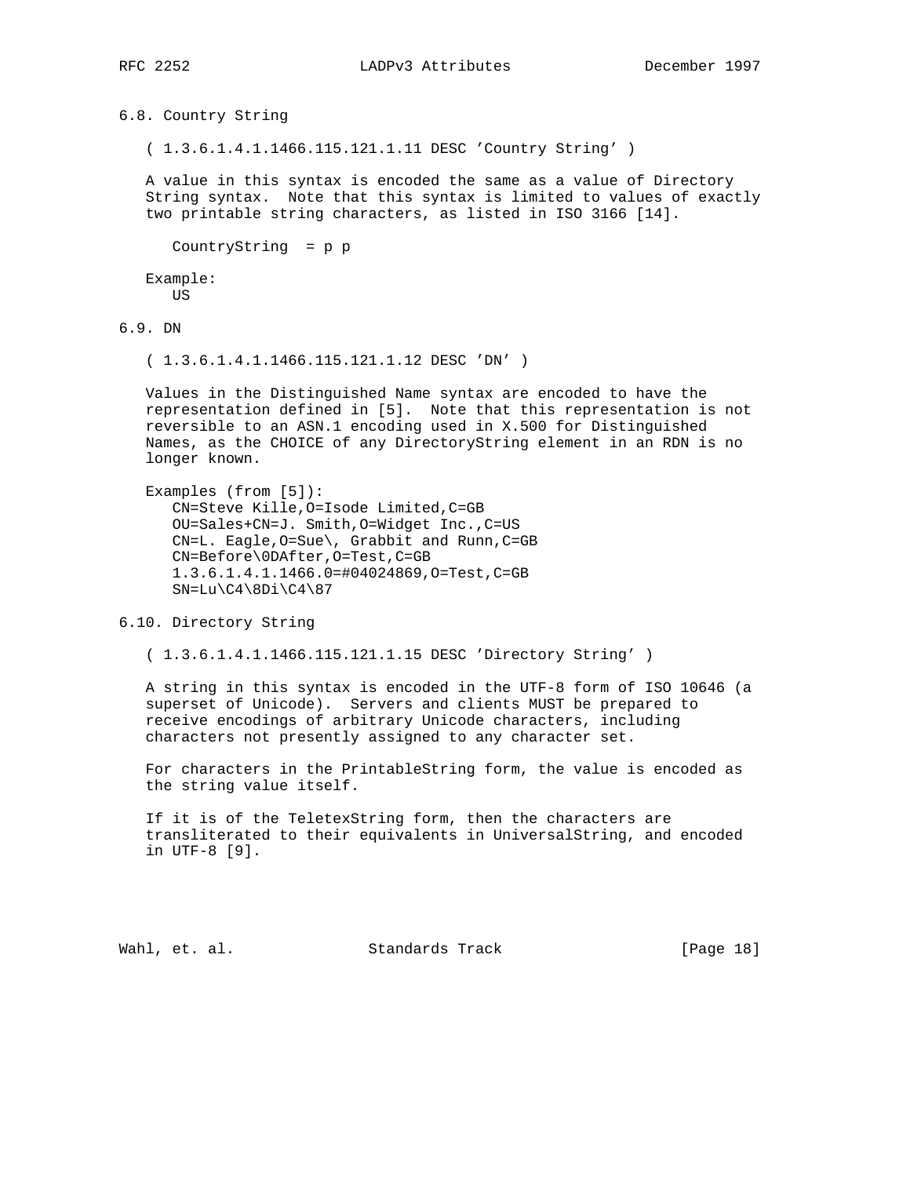### 6.8. Country String

```
( 1.3.6.1.4.1.1466.115.121.1.11 DESC 'Country String' )
```

A value in this syntax is encoded the same as a value of Directory String syntax. Note that this syntax is limited to values of exactly two printable string characters, as listed in ISO 3166 [14].

```
CountryString  = p p
```

Example:

```
US
```

### 6.9. DN

```
( 1.3.6.1.4.1.1466.115.121.1.12 DESC 'DN' )
```

Values in the Distinguished Name syntax are encoded to have the representation defined in [5]. Note that this representation is not reversible to an ASN.1 encoding used in X.500 for Distinguished Names, as the CHOICE of any DirectoryString element in an RDN is no longer known.

Examples (from [5]):

```
CN=Steve Kille,O=Isode Limited,C=GB
OU=Sales+CN=J. Smith,O=Widget Inc.,C=US
CN=L. Eagle,O=Sue\, Grabbit and Runn,C=GB
CN=Before\0DAfter,O=Test,C=GB
1.3.6.1.4.1.1466.0=#04024869,O=Test,C=GB
SN=Lu\C4\8Di\C4\87
```

### 6.10. Directory String

```
( 1.3.6.1.4.1.1466.115.121.1.15 DESC 'Directory String' )
```

A string in this syntax is encoded in the UTF-8 form of ISO 10646 (a superset of Unicode). Servers and clients MUST be prepared to receive encodings of arbitrary Unicode characters, including characters not presently assigned to any character set.

For characters in the PrintableString form, the value is encoded as the string value itself.

If it is of the TeletexString form, then the characters are transliterated to their equivalents in UniversalString, and encoded in UTF-8 [9].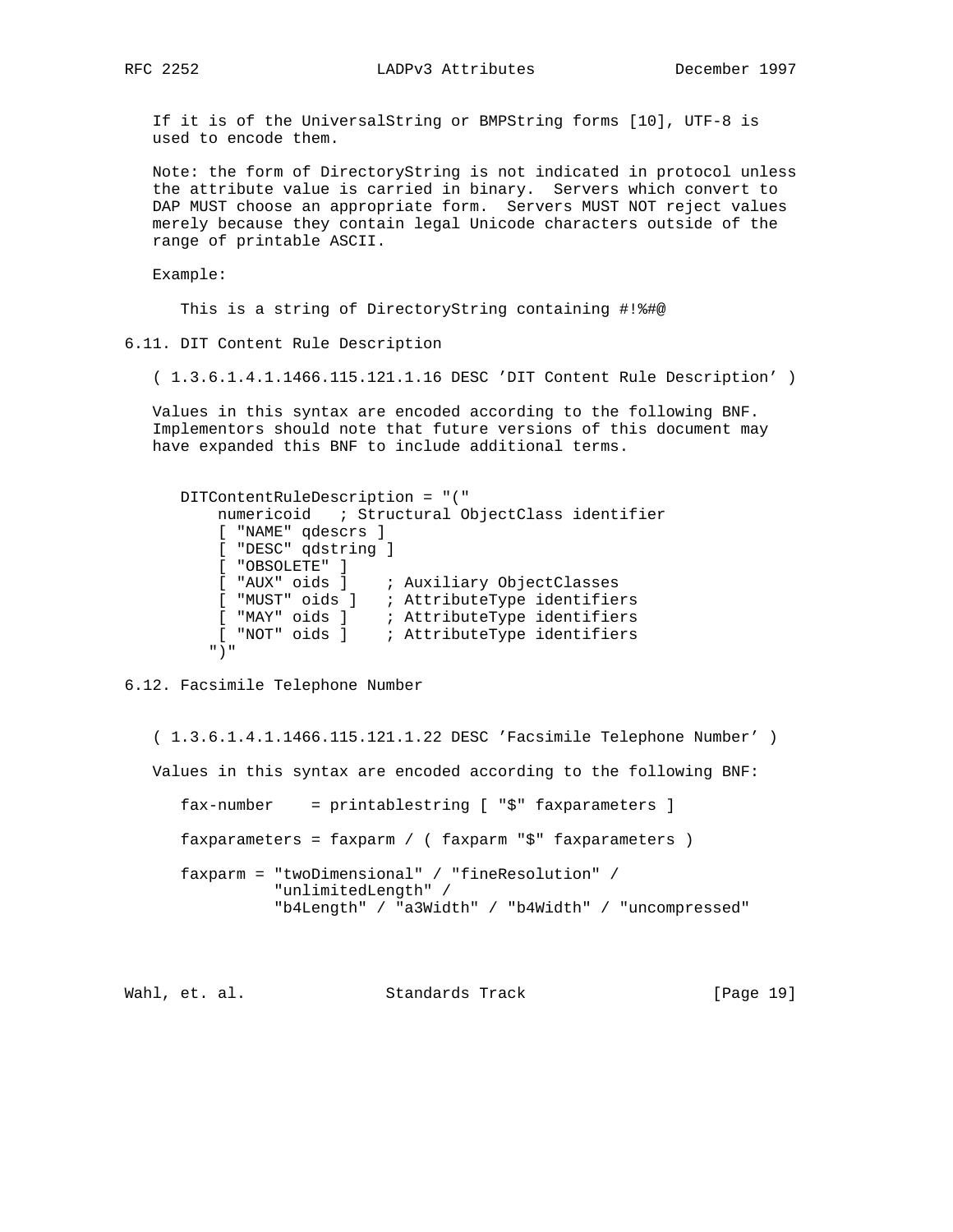If it is of the UniversalString or BMPString forms [10], UTF-8 is used to encode them.

Note: the form of DirectoryString is not indicated in protocol unless the attribute value is carried in binary. Servers which convert to DAP MUST choose an appropriate form. Servers MUST NOT reject values merely because they contain legal Unicode characters outside of the range of printable ASCII.

Example:

```
This is a string of DirectoryString containing #!%#@
```

### 6.11. DIT Content Rule Description

```
( 1.3.6.1.4.1.1466.115.121.1.16 DESC 'DIT Content Rule Description' )
```

Values in this syntax are encoded according to the following BNF. Implementors should note that future versions of this document may have expanded this BNF to include additional terms.

```
DITContentRuleDescription = "("
    numericoid   ; Structural ObjectClass identifier
    [ "NAME" qdescrs ]
    [ "DESC" qdstring ]
    [ "OBSOLETE" ]
    [ "AUX" oids ]    ; Auxiliary ObjectClasses
    [ "MUST" oids ]   ; AttributeType identifiers
    [ "MAY" oids ]    ; AttributeType identifiers
    [ "NOT" oids ]    ; AttributeType identifiers
   ")"
```

### 6.12. Facsimile Telephone Number

```
( 1.3.6.1.4.1.1466.115.121.1.22 DESC 'Facsimile Telephone Number' )
```

Values in this syntax are encoded according to the following BNF:

```
fax-number    = printablestring [ "$" faxparameters ]

faxparameters = faxparm / ( faxparm "$" faxparameters )

faxparm = "twoDimensional" / "fineResolution" /
          "unlimitedLength" /
          "b4Length" / "a3Width" / "b4Width" / "uncompressed"
```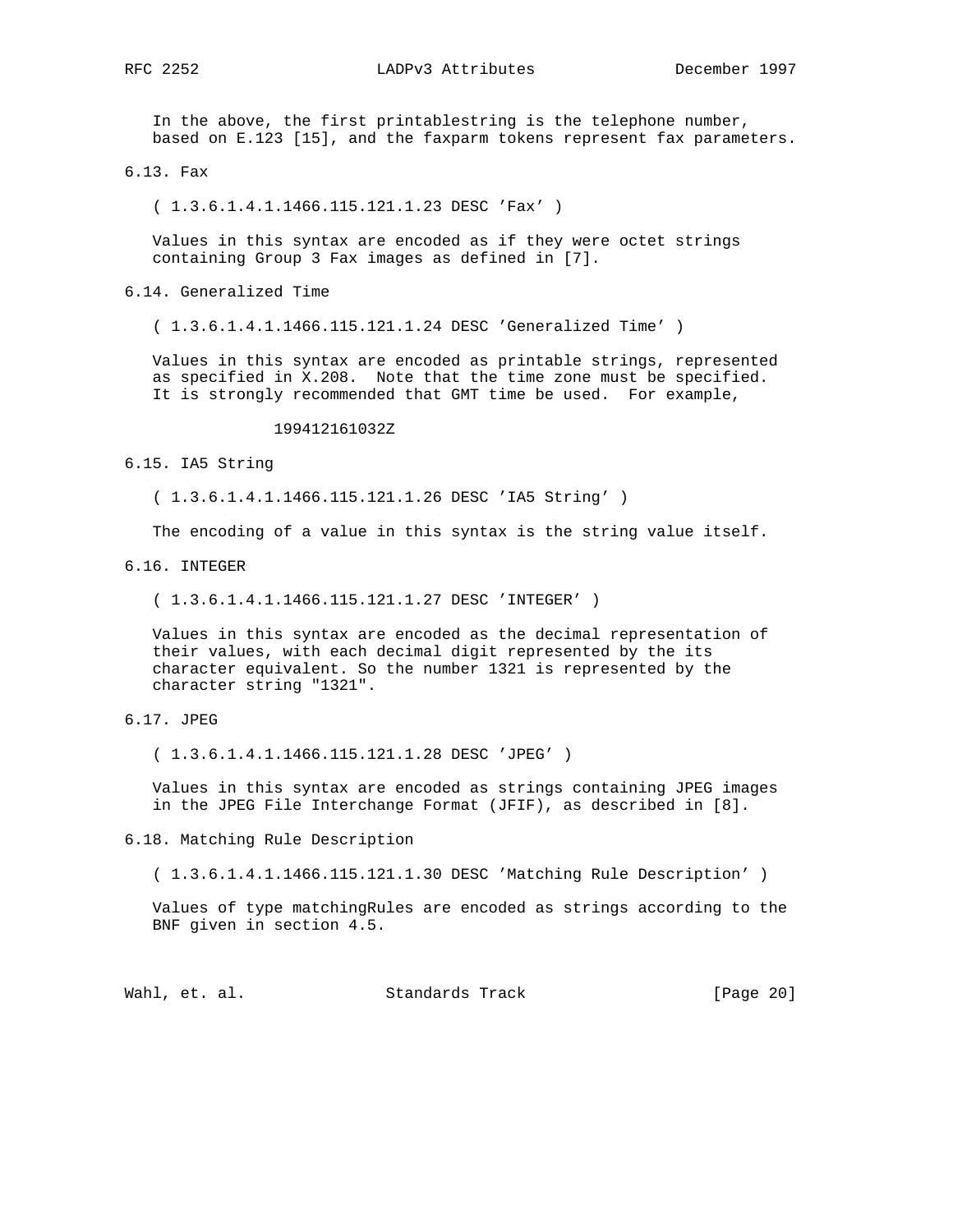In the above, the first printablestring is the telephone number, based on E.123 [15], and the faxparm tokens represent fax parameters.

### 6.13. Fax

```
( 1.3.6.1.4.1.1466.115.121.1.23 DESC 'Fax' )
```

Values in this syntax are encoded as if they were octet strings containing Group 3 Fax images as defined in [7].

### 6.14. Generalized Time

```
( 1.3.6.1.4.1.1466.115.121.1.24 DESC 'Generalized Time' )
```

Values in this syntax are encoded as printable strings, represented as specified in X.208. Note that the time zone must be specified. It is strongly recommended that GMT time be used. For example,

```
199412161032Z
```

### 6.15. IA5 String

```
( 1.3.6.1.4.1.1466.115.121.1.26 DESC 'IA5 String' )
```

The encoding of a value in this syntax is the string value itself.

### 6.16. INTEGER

```
( 1.3.6.1.4.1.1466.115.121.1.27 DESC 'INTEGER' )
```

Values in this syntax are encoded as the decimal representation of their values, with each decimal digit represented by the its character equivalent. So the number 1321 is represented by the character string "1321".

### 6.17. JPEG

```
( 1.3.6.1.4.1.1466.115.121.1.28 DESC 'JPEG' )
```

Values in this syntax are encoded as strings containing JPEG images in the JPEG File Interchange Format (JFIF), as described in [8].

### 6.18. Matching Rule Description

```
( 1.3.6.1.4.1.1466.115.121.1.30 DESC 'Matching Rule Description' )
```

Values of type matchingRules are encoded as strings according to the BNF given in section 4.5.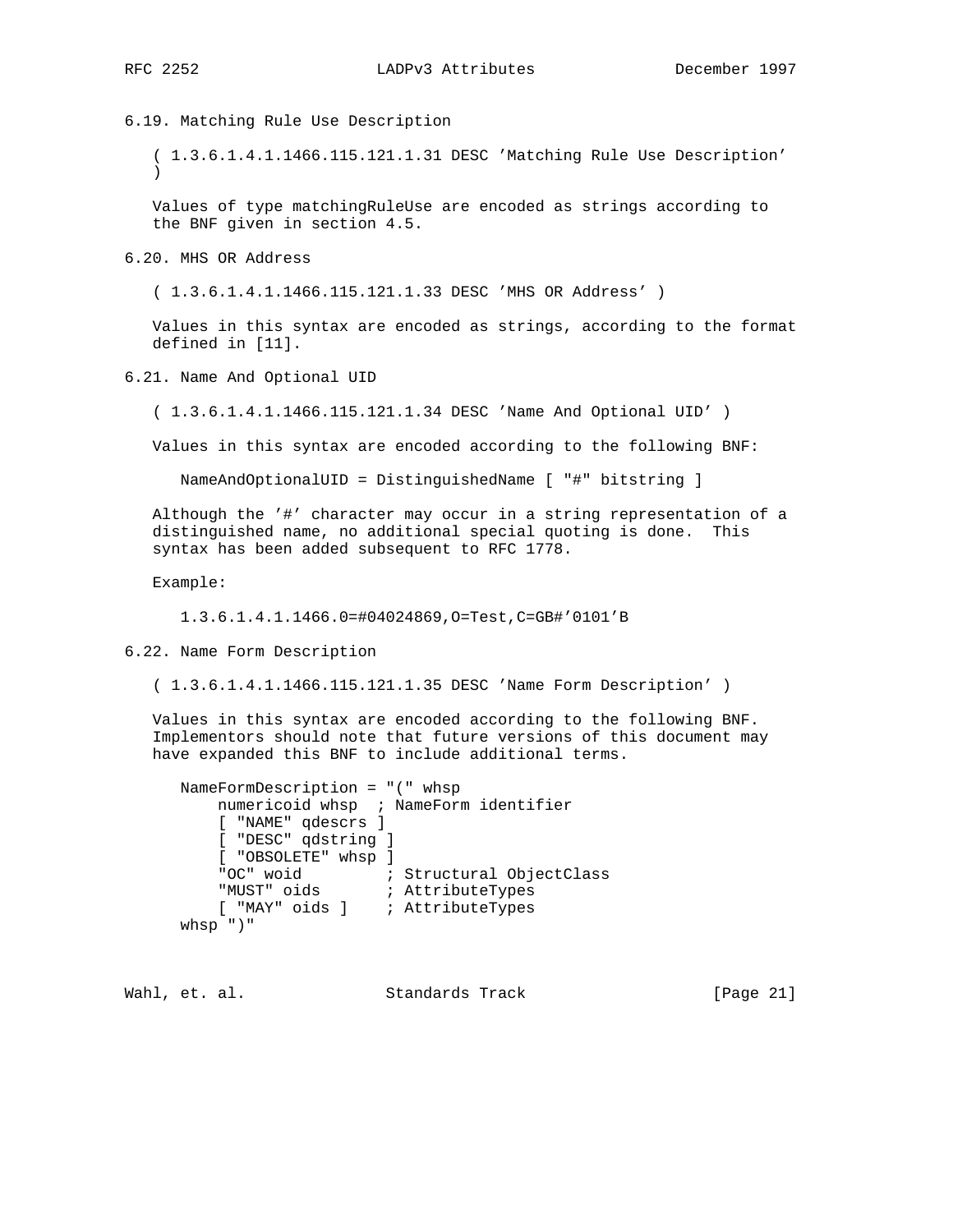### 6.19. Matching Rule Use Description

```
( 1.3.6.1.4.1.1466.115.121.1.31 DESC 'Matching Rule Use Description'
)
```

Values of type matchingRuleUse are encoded as strings according to the BNF given in section 4.5.

### 6.20. MHS OR Address

```
( 1.3.6.1.4.1.1466.115.121.1.33 DESC 'MHS OR Address' )
```

Values in this syntax are encoded as strings, according to the format defined in [11].

### 6.21. Name And Optional UID

```
( 1.3.6.1.4.1.1466.115.121.1.34 DESC 'Name And Optional UID' )
```

Values in this syntax are encoded according to the following BNF:

```
NameAndOptionalUID = DistinguishedName [ "#" bitstring ]
```

Although the '#' character may occur in a string representation of a distinguished name, no additional special quoting is done. This syntax has been added subsequent to RFC 1778.

Example:

```
1.3.6.1.4.1.1466.0=#04024869,O=Test,C=GB#'0101'B
```

### 6.22. Name Form Description

```
( 1.3.6.1.4.1.1466.115.121.1.35 DESC 'Name Form Description' )
```

Values in this syntax are encoded according to the following BNF. Implementors should note that future versions of this document may have expanded this BNF to include additional terms.

```
NameFormDescription = "(" whsp
    numericoid whsp  ; NameForm identifier
    [ "NAME" qdescrs ]
    [ "DESC" qdstring ]
    [ "OBSOLETE" whsp ]
    "OC" woid         ; Structural ObjectClass
    "MUST" oids       ; AttributeTypes
    [ "MAY" oids ]    ; AttributeTypes
whsp ")"
```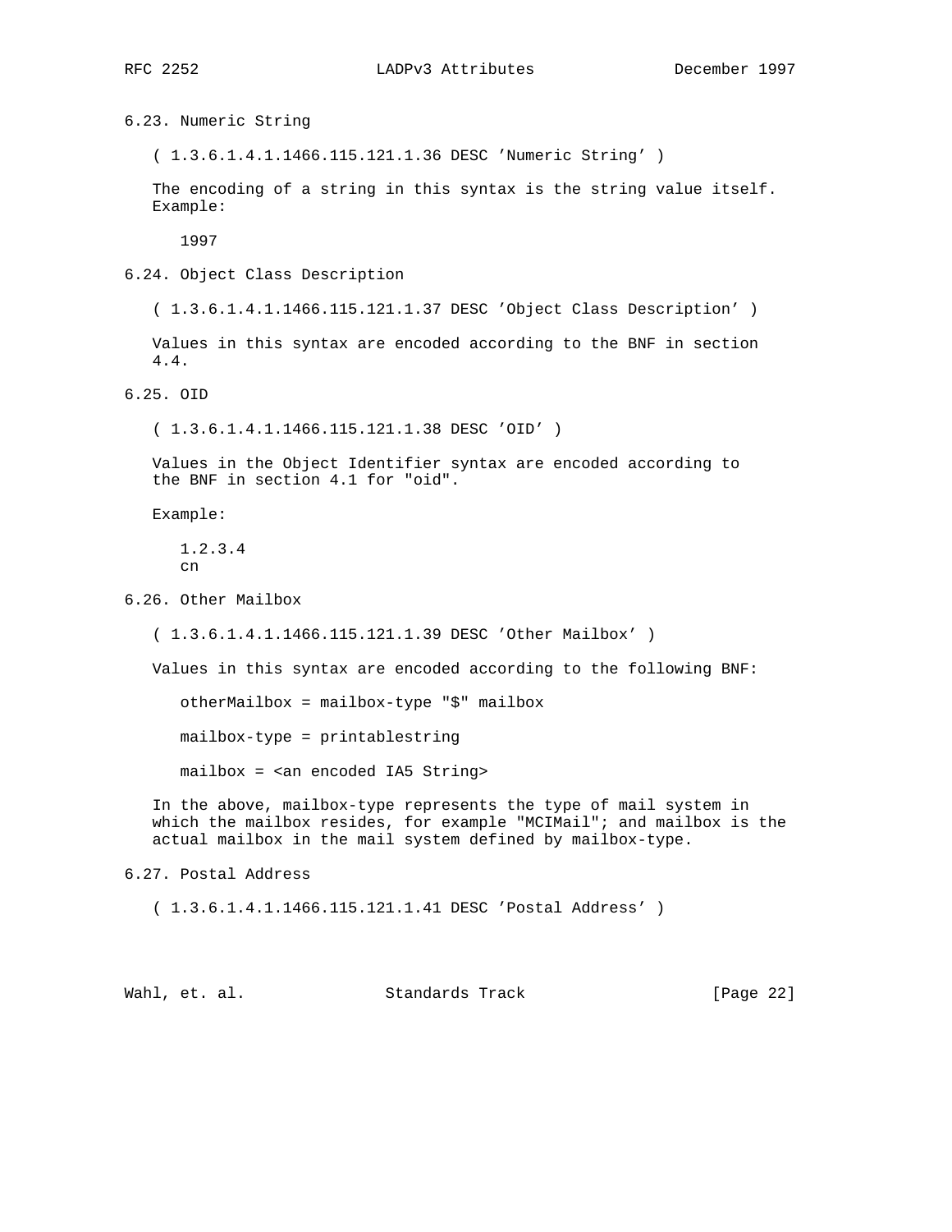### 6.23. Numeric String

```
( 1.3.6.1.4.1.1466.115.121.1.36 DESC 'Numeric String' )
```

The encoding of a string in this syntax is the string value itself. Example:

```
1997
```

### 6.24. Object Class Description

```
( 1.3.6.1.4.1.1466.115.121.1.37 DESC 'Object Class Description' )
```

Values in this syntax are encoded according to the BNF in section 4.4.

### 6.25. OID

```
( 1.3.6.1.4.1.1466.115.121.1.38 DESC 'OID' )
```

Values in the Object Identifier syntax are encoded according to the BNF in section 4.1 for "oid".

Example:

```
1.2.3.4
cn
```

### 6.26. Other Mailbox

```
( 1.3.6.1.4.1.1466.115.121.1.39 DESC 'Other Mailbox' )
```

Values in this syntax are encoded according to the following BNF:

```
otherMailbox = mailbox-type "$" mailbox

mailbox-type = printablestring

mailbox = <an encoded IA5 String>
```

In the above, mailbox-type represents the type of mail system in which the mailbox resides, for example "MCIMail"; and mailbox is the actual mailbox in the mail system defined by mailbox-type.

### 6.27. Postal Address

```
( 1.3.6.1.4.1.1466.115.121.1.41 DESC 'Postal Address' )
```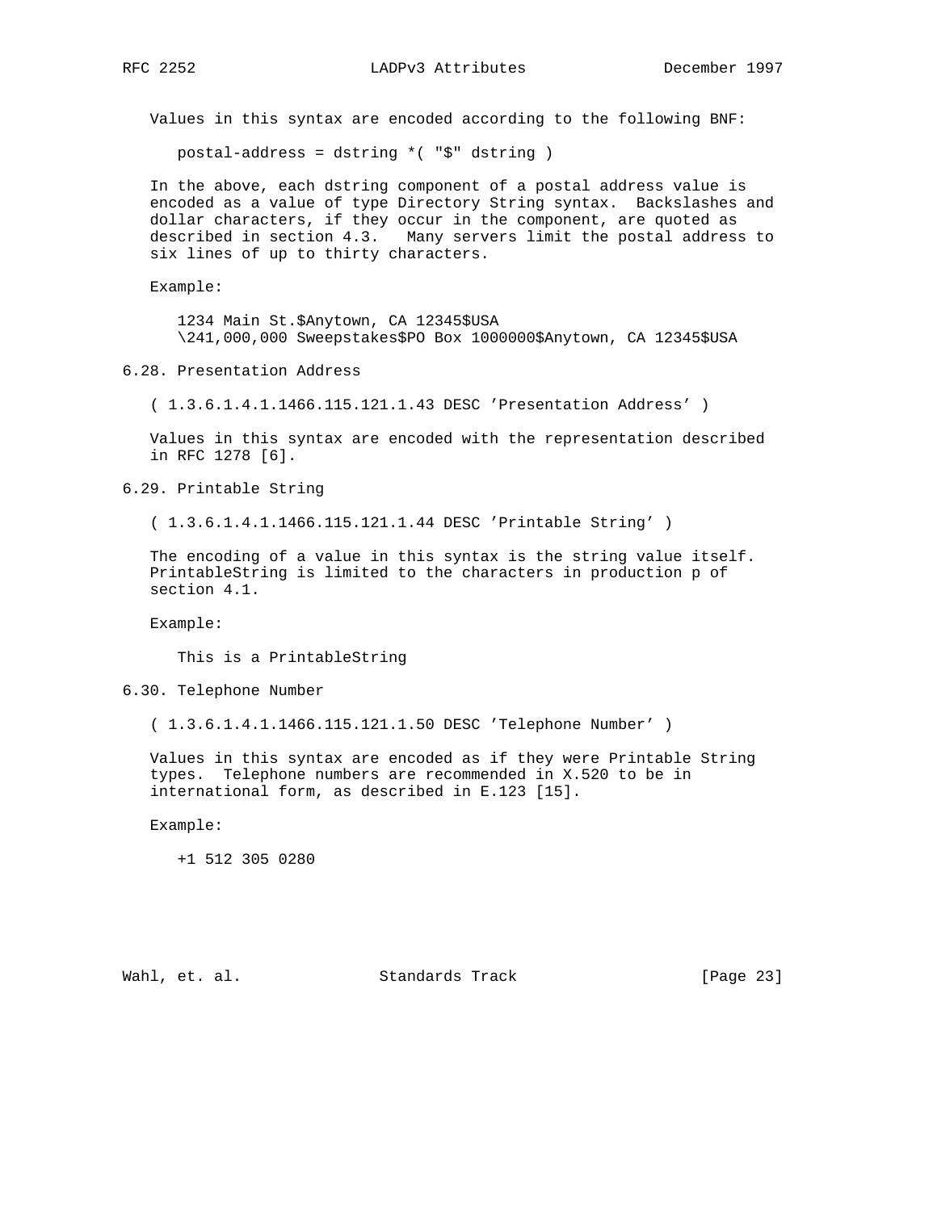Values in this syntax are encoded according to the following BNF:

```
postal-address = dstring *( "$" dstring )
```

In the above, each dstring component of a postal address value is encoded as a value of type Directory String syntax. Backslashes and dollar characters, if they occur in the component, are quoted as described in section 4.3. Many servers limit the postal address to six lines of up to thirty characters.

Example:

```
1234 Main St.$Anytown, CA 12345$USA
\241,000,000 Sweepstakes$PO Box 1000000$Anytown, CA 12345$USA
```

### 6.28. Presentation Address

```
( 1.3.6.1.4.1.1466.115.121.1.43 DESC 'Presentation Address' )
```

Values in this syntax are encoded with the representation described in RFC 1278 [6].

### 6.29. Printable String

```
( 1.3.6.1.4.1.1466.115.121.1.44 DESC 'Printable String' )
```

The encoding of a value in this syntax is the string value itself. PrintableString is limited to the characters in production p of section 4.1.

Example:

```
This is a PrintableString
```

### 6.30. Telephone Number

```
( 1.3.6.1.4.1.1466.115.121.1.50 DESC 'Telephone Number' )
```

Values in this syntax are encoded as if they were Printable String types. Telephone numbers are recommended in X.520 to be in international form, as described in E.123 [15].

Example:

```
+1 512 305 0280
```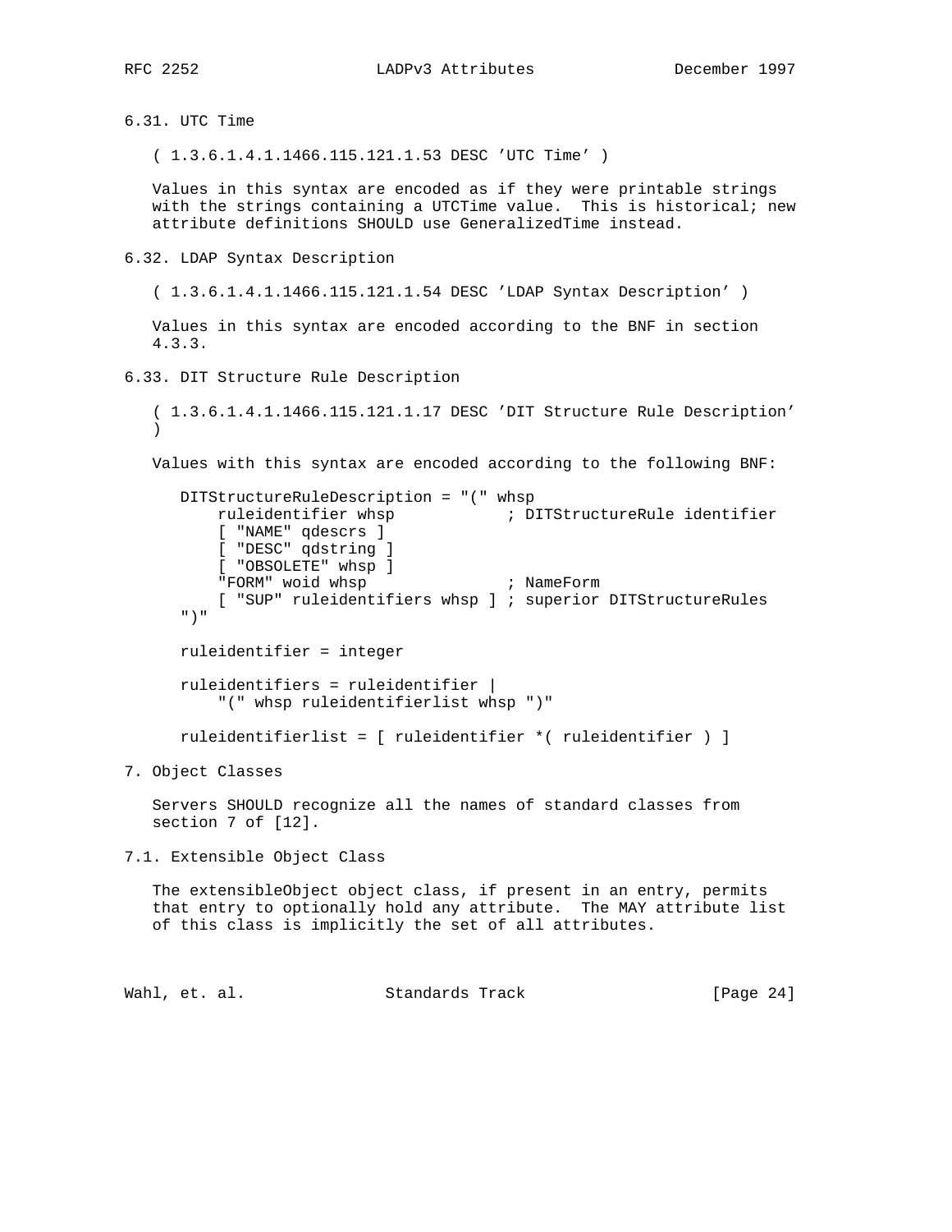## 6.31. UTC Time

```
( 1.3.6.1.4.1.1466.115.121.1.53 DESC 'UTC Time' )
```

Values in this syntax are encoded as if they were printable strings with the strings containing a UTCTime value. This is historical; new attribute definitions SHOULD use GeneralizedTime instead.

## 6.32. LDAP Syntax Description

```
( 1.3.6.1.4.1.1466.115.121.1.54 DESC 'LDAP Syntax Description' )
```

Values in this syntax are encoded according to the BNF in section 4.3.3.

## 6.33. DIT Structure Rule Description

```
( 1.3.6.1.4.1.1466.115.121.1.17 DESC 'DIT Structure Rule Description'
)
```

Values with this syntax are encoded according to the following BNF:

```
DITStructureRuleDescription = "(" whsp
    ruleidentifier whsp            ; DITStructureRule identifier
    [ "NAME" qdescrs ]
    [ "DESC" qdstring ]
    [ "OBSOLETE" whsp ]
    "FORM" woid whsp               ; NameForm
    [ "SUP" ruleidentifiers whsp ] ; superior DITStructureRules
")"

ruleidentifier = integer

ruleidentifiers = ruleidentifier |
    "(" whsp ruleidentifierlist whsp ")"

ruleidentifierlist = [ ruleidentifier *( ruleidentifier ) ]
```

# 7. Object Classes

Servers SHOULD recognize all the names of standard classes from section 7 of [12].

## 7.1. Extensible Object Class

The extensibleObject object class, if present in an entry, permits that entry to optionally hold any attribute. The MAY attribute list of this class is implicitly the set of all attributes.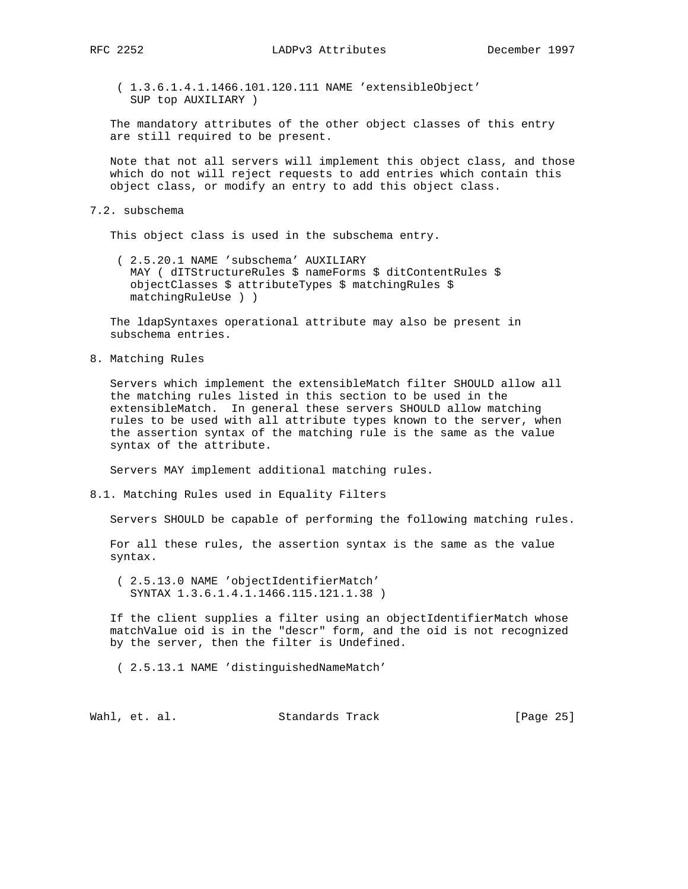```
( 1.3.6.1.4.1.1466.101.120.111 NAME 'extensibleObject'
  SUP top AUXILIARY )
```

The mandatory attributes of the other object classes of this entry are still required to be present.

Note that not all servers will implement this object class, and those which do not will reject requests to add entries which contain this object class, or modify an entry to add this object class.

## 7.2. subschema

This object class is used in the subschema entry.

```
( 2.5.20.1 NAME 'subschema' AUXILIARY
  MAY ( dITStructureRules $ nameForms $ ditContentRules $
  objectClasses $ attributeTypes $ matchingRules $
  matchingRuleUse ) )
```

The ldapSyntaxes operational attribute may also be present in subschema entries.

# 8. Matching Rules

Servers which implement the extensibleMatch filter SHOULD allow all the matching rules listed in this section to be used in the extensibleMatch. In general these servers SHOULD allow matching rules to be used with all attribute types known to the server, when the assertion syntax of the matching rule is the same as the value syntax of the attribute.

Servers MAY implement additional matching rules.

## 8.1. Matching Rules used in Equality Filters

Servers SHOULD be capable of performing the following matching rules.

For all these rules, the assertion syntax is the same as the value syntax.

```
( 2.5.13.0 NAME 'objectIdentifierMatch'
  SYNTAX 1.3.6.1.4.1.1466.115.121.1.38 )
```

If the client supplies a filter using an objectIdentifierMatch whose matchValue oid is in the "descr" form, and the oid is not recognized by the server, then the filter is Undefined.

```
( 2.5.13.1 NAME 'distinguishedNameMatch'
```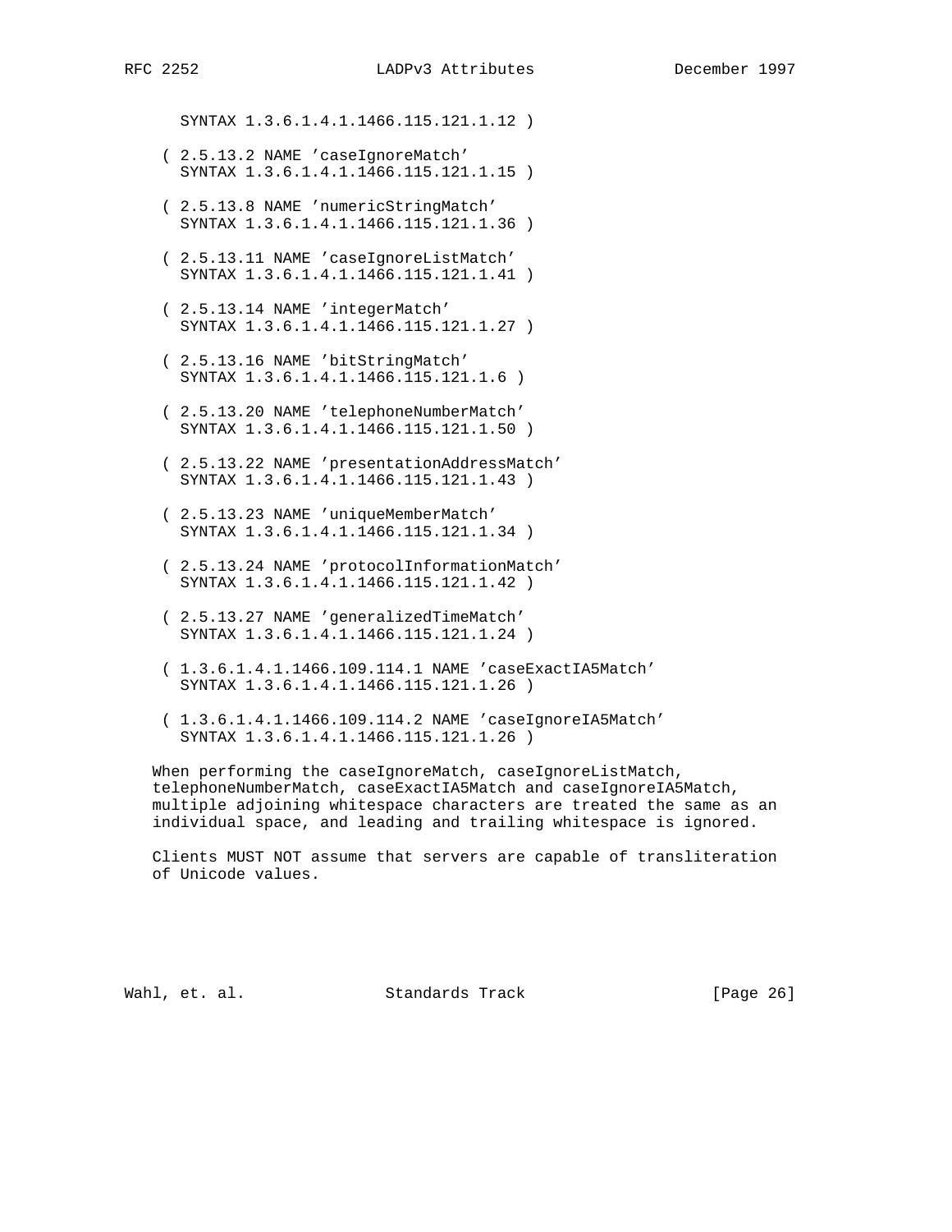```
      SYNTAX 1.3.6.1.4.1.1466.115.121.1.12 )

    ( 2.5.13.2 NAME 'caseIgnoreMatch'
      SYNTAX 1.3.6.1.4.1.1466.115.121.1.15 )

    ( 2.5.13.8 NAME 'numericStringMatch'
      SYNTAX 1.3.6.1.4.1.1466.115.121.1.36 )

    ( 2.5.13.11 NAME 'caseIgnoreListMatch'
      SYNTAX 1.3.6.1.4.1.1466.115.121.1.41 )

    ( 2.5.13.14 NAME 'integerMatch'
      SYNTAX 1.3.6.1.4.1.1466.115.121.1.27 )

    ( 2.5.13.16 NAME 'bitStringMatch'
      SYNTAX 1.3.6.1.4.1.1466.115.121.1.6 )

    ( 2.5.13.20 NAME 'telephoneNumberMatch'
      SYNTAX 1.3.6.1.4.1.1466.115.121.1.50 )

    ( 2.5.13.22 NAME 'presentationAddressMatch'
      SYNTAX 1.3.6.1.4.1.1466.115.121.1.43 )

    ( 2.5.13.23 NAME 'uniqueMemberMatch'
      SYNTAX 1.3.6.1.4.1.1466.115.121.1.34 )

    ( 2.5.13.24 NAME 'protocolInformationMatch'
      SYNTAX 1.3.6.1.4.1.1466.115.121.1.42 )

    ( 2.5.13.27 NAME 'generalizedTimeMatch'
      SYNTAX 1.3.6.1.4.1.1466.115.121.1.24 )

    ( 1.3.6.1.4.1.1466.109.114.1 NAME 'caseExactIA5Match'
      SYNTAX 1.3.6.1.4.1.1466.115.121.1.26 )

    ( 1.3.6.1.4.1.1466.109.114.2 NAME 'caseIgnoreIA5Match'
      SYNTAX 1.3.6.1.4.1.1466.115.121.1.26 )
```

When performing the caseIgnoreMatch, caseIgnoreListMatch, telephoneNumberMatch, caseExactIA5Match and caseIgnoreIA5Match, multiple adjoining whitespace characters are treated the same as an individual space, and leading and trailing whitespace is ignored.

Clients MUST NOT assume that servers are capable of transliteration of Unicode values.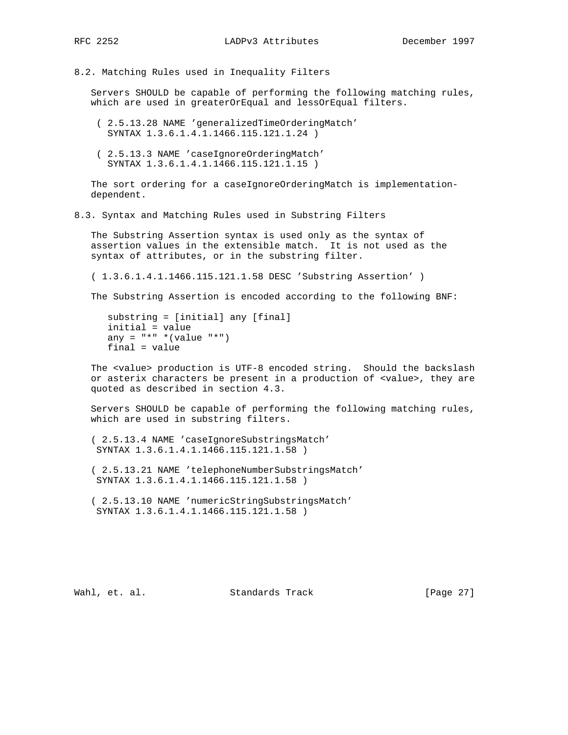## 8.2. Matching Rules used in Inequality Filters

Servers SHOULD be capable of performing the following matching rules, which are used in greaterOrEqual and lessOrEqual filters.

```
( 2.5.13.28 NAME 'generalizedTimeOrderingMatch'
  SYNTAX 1.3.6.1.4.1.1466.115.121.1.24 )

( 2.5.13.3 NAME 'caseIgnoreOrderingMatch'
  SYNTAX 1.3.6.1.4.1.1466.115.121.1.15 )
```

The sort ordering for a caseIgnoreOrderingMatch is implementation-dependent.

## 8.3. Syntax and Matching Rules used in Substring Filters

The Substring Assertion syntax is used only as the syntax of assertion values in the extensible match. It is not used as the syntax of attributes, or in the substring filter.

```
( 1.3.6.1.4.1.1466.115.121.1.58 DESC 'Substring Assertion' )
```

The Substring Assertion is encoded according to the following BNF:

```
substring = [initial] any [final]
initial = value
any = "*" *(value "*")
final = value
```

The <value> production is UTF-8 encoded string. Should the backslash or asterix characters be present in a production of <value>, they are quoted as described in section 4.3.

Servers SHOULD be capable of performing the following matching rules, which are used in substring filters.

```
( 2.5.13.4 NAME 'caseIgnoreSubstringsMatch'
 SYNTAX 1.3.6.1.4.1.1466.115.121.1.58 )

( 2.5.13.21 NAME 'telephoneNumberSubstringsMatch'
 SYNTAX 1.3.6.1.4.1.1466.115.121.1.58 )

( 2.5.13.10 NAME 'numericStringSubstringsMatch'
 SYNTAX 1.3.6.1.4.1.1466.115.121.1.58 )
```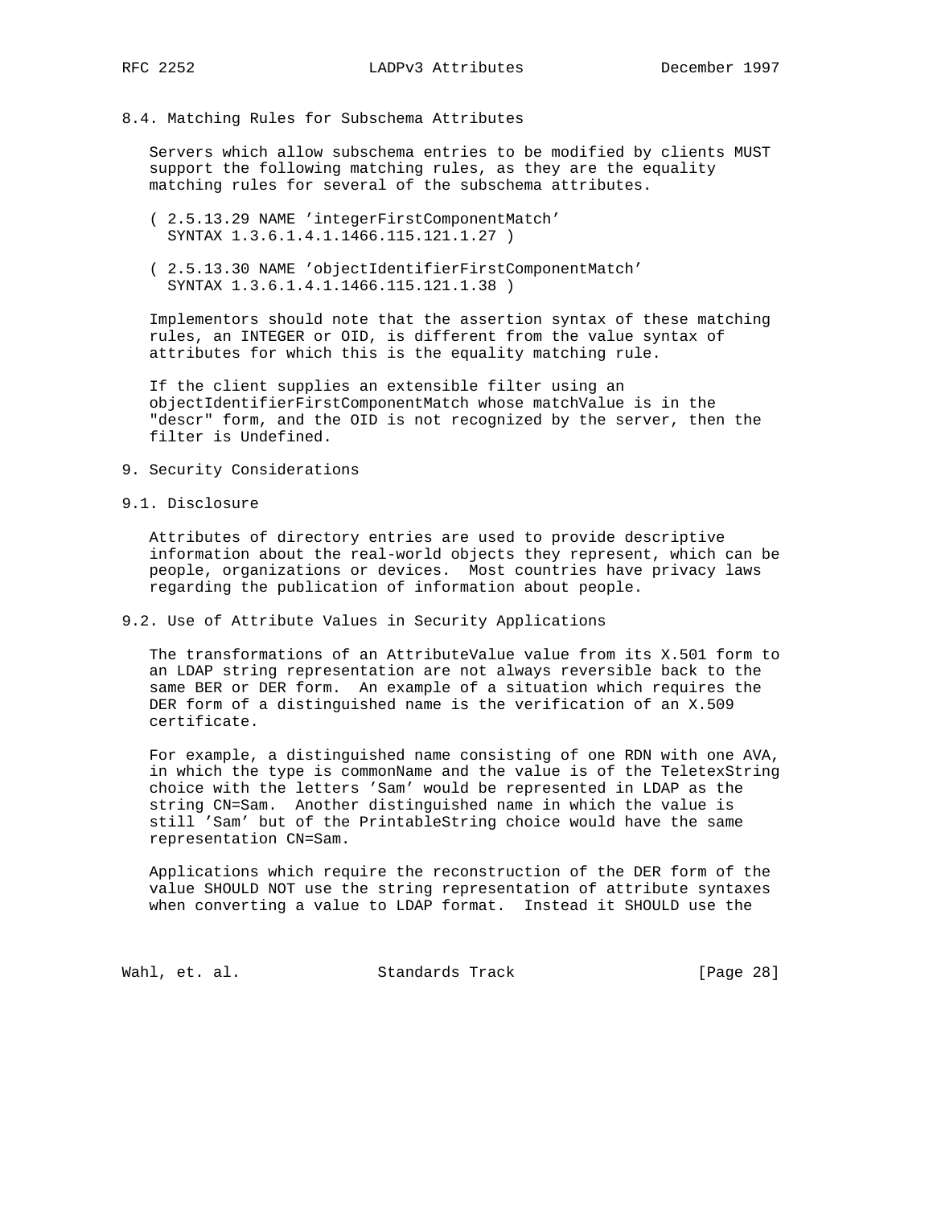## 8.4. Matching Rules for Subschema Attributes

Servers which allow subschema entries to be modified by clients MUST support the following matching rules, as they are the equality matching rules for several of the subschema attributes.

```
( 2.5.13.29 NAME 'integerFirstComponentMatch'
  SYNTAX 1.3.6.1.4.1.1466.115.121.1.27 )

( 2.5.13.30 NAME 'objectIdentifierFirstComponentMatch'
  SYNTAX 1.3.6.1.4.1.1466.115.121.1.38 )
```

Implementors should note that the assertion syntax of these matching rules, an INTEGER or OID, is different from the value syntax of attributes for which this is the equality matching rule.

If the client supplies an extensible filter using an objectIdentifierFirstComponentMatch whose matchValue is in the "descr" form, and the OID is not recognized by the server, then the filter is Undefined.

# 9. Security Considerations

## 9.1. Disclosure

Attributes of directory entries are used to provide descriptive information about the real-world objects they represent, which can be people, organizations or devices. Most countries have privacy laws regarding the publication of information about people.

## 9.2. Use of Attribute Values in Security Applications

The transformations of an AttributeValue value from its X.501 form to an LDAP string representation are not always reversible back to the same BER or DER form. An example of a situation which requires the DER form of a distinguished name is the verification of an X.509 certificate.

For example, a distinguished name consisting of one RDN with one AVA, in which the type is commonName and the value is of the TeletexString choice with the letters 'Sam' would be represented in LDAP as the string CN=Sam. Another distinguished name in which the value is still 'Sam' but of the PrintableString choice would have the same representation CN=Sam.

Applications which require the reconstruction of the DER form of the value SHOULD NOT use the string representation of attribute syntaxes when converting a value to LDAP format. Instead it SHOULD use the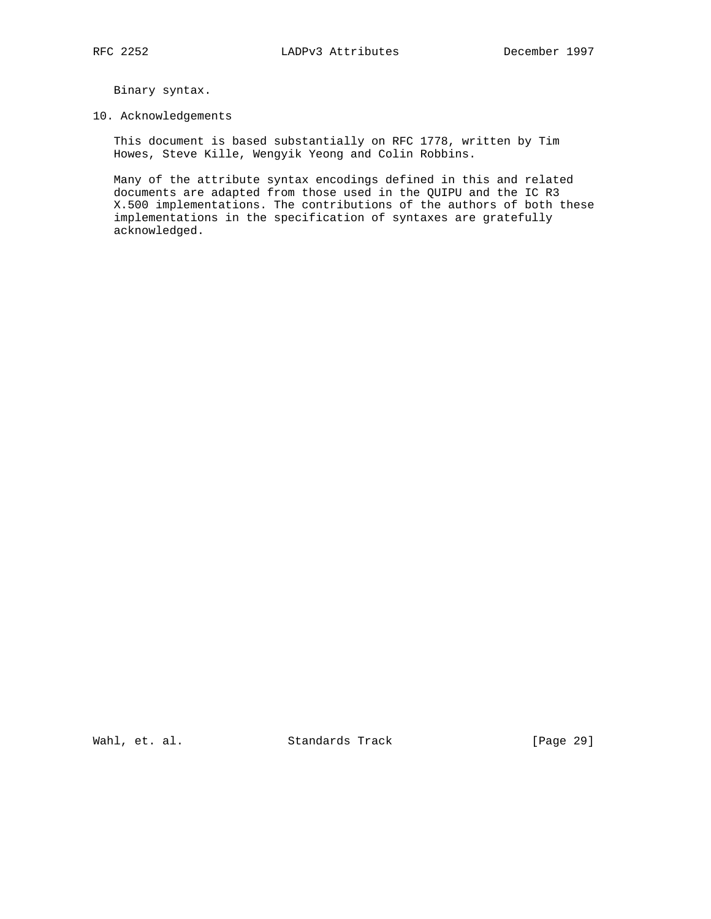Binary syntax.

## 10. Acknowledgements

This document is based substantially on RFC 1778, written by Tim Howes, Steve Kille, Wengyik Yeong and Colin Robbins.

Many of the attribute syntax encodings defined in this and related documents are adapted from those used in the QUIPU and the IC R3 X.500 implementations. The contributions of the authors of both these implementations in the specification of syntaxes are gratefully acknowledged.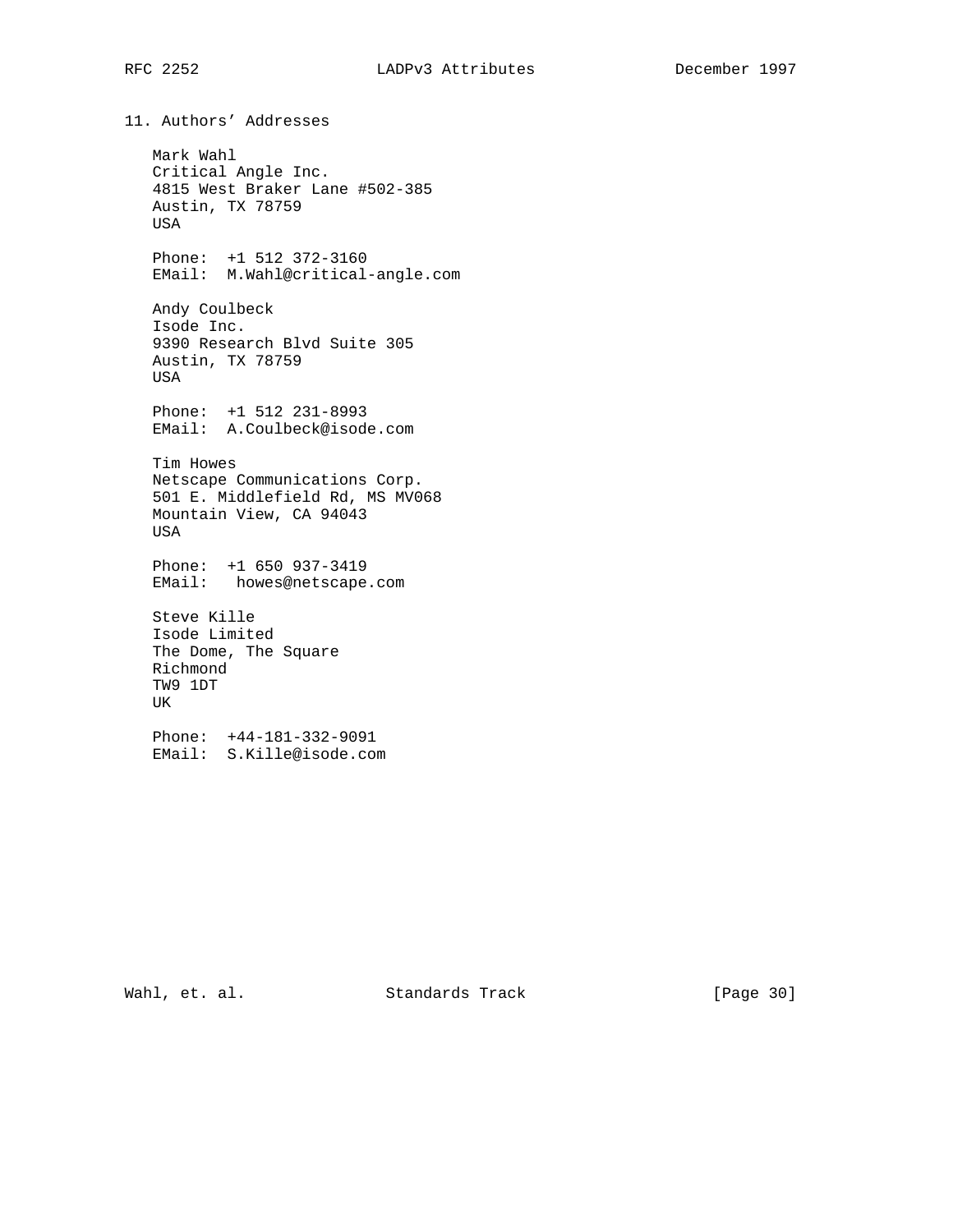## 11. Authors' Addresses

Mark Wahl
Critical Angle Inc.
4815 West Braker Lane #502-385
Austin, TX 78759
USA

Phone: +1 512 372-3160
EMail: M.Wahl@critical-angle.com

Andy Coulbeck
Isode Inc.
9390 Research Blvd Suite 305
Austin, TX 78759
USA

Phone: +1 512 231-8993
EMail: A.Coulbeck@isode.com

Tim Howes
Netscape Communications Corp.
501 E. Middlefield Rd, MS MV068
Mountain View, CA 94043
USA

Phone: +1 650 937-3419
EMail: howes@netscape.com

Steve Kille
Isode Limited
The Dome, The Square
Richmond
TW9 1DT
UK

Phone: +44-181-332-9091
EMail: S.Kille@isode.com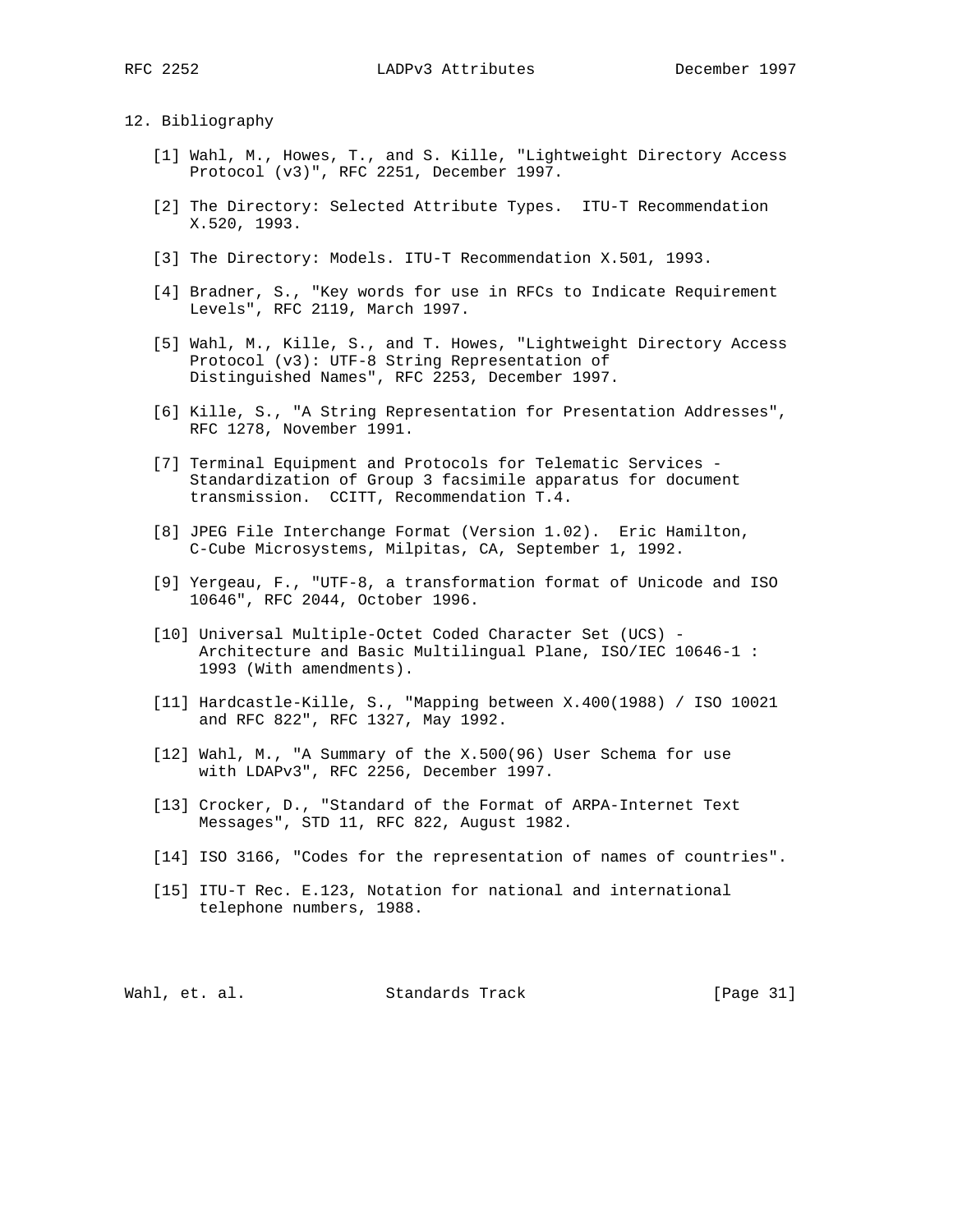## 12. Bibliography

[1] Wahl, M., Howes, T., and S. Kille, "Lightweight Directory Access Protocol (v3)", RFC 2251, December 1997.

[2] The Directory: Selected Attribute Types. ITU-T Recommendation X.520, 1993.

[3] The Directory: Models. ITU-T Recommendation X.501, 1993.

[4] Bradner, S., "Key words for use in RFCs to Indicate Requirement Levels", RFC 2119, March 1997.

[5] Wahl, M., Kille, S., and T. Howes, "Lightweight Directory Access Protocol (v3): UTF-8 String Representation of Distinguished Names", RFC 2253, December 1997.

[6] Kille, S., "A String Representation for Presentation Addresses", RFC 1278, November 1991.

[7] Terminal Equipment and Protocols for Telematic Services - Standardization of Group 3 facsimile apparatus for document transmission. CCITT, Recommendation T.4.

[8] JPEG File Interchange Format (Version 1.02). Eric Hamilton, C-Cube Microsystems, Milpitas, CA, September 1, 1992.

[9] Yergeau, F., "UTF-8, a transformation format of Unicode and ISO 10646", RFC 2044, October 1996.

[10] Universal Multiple-Octet Coded Character Set (UCS) - Architecture and Basic Multilingual Plane, ISO/IEC 10646-1 : 1993 (With amendments).

[11] Hardcastle-Kille, S., "Mapping between X.400(1988) / ISO 10021 and RFC 822", RFC 1327, May 1992.

[12] Wahl, M., "A Summary of the X.500(96) User Schema for use with LDAPv3", RFC 2256, December 1997.

[13] Crocker, D., "Standard of the Format of ARPA-Internet Text Messages", STD 11, RFC 822, August 1982.

[14] ISO 3166, "Codes for the representation of names of countries".

[15] ITU-T Rec. E.123, Notation for national and international telephone numbers, 1988.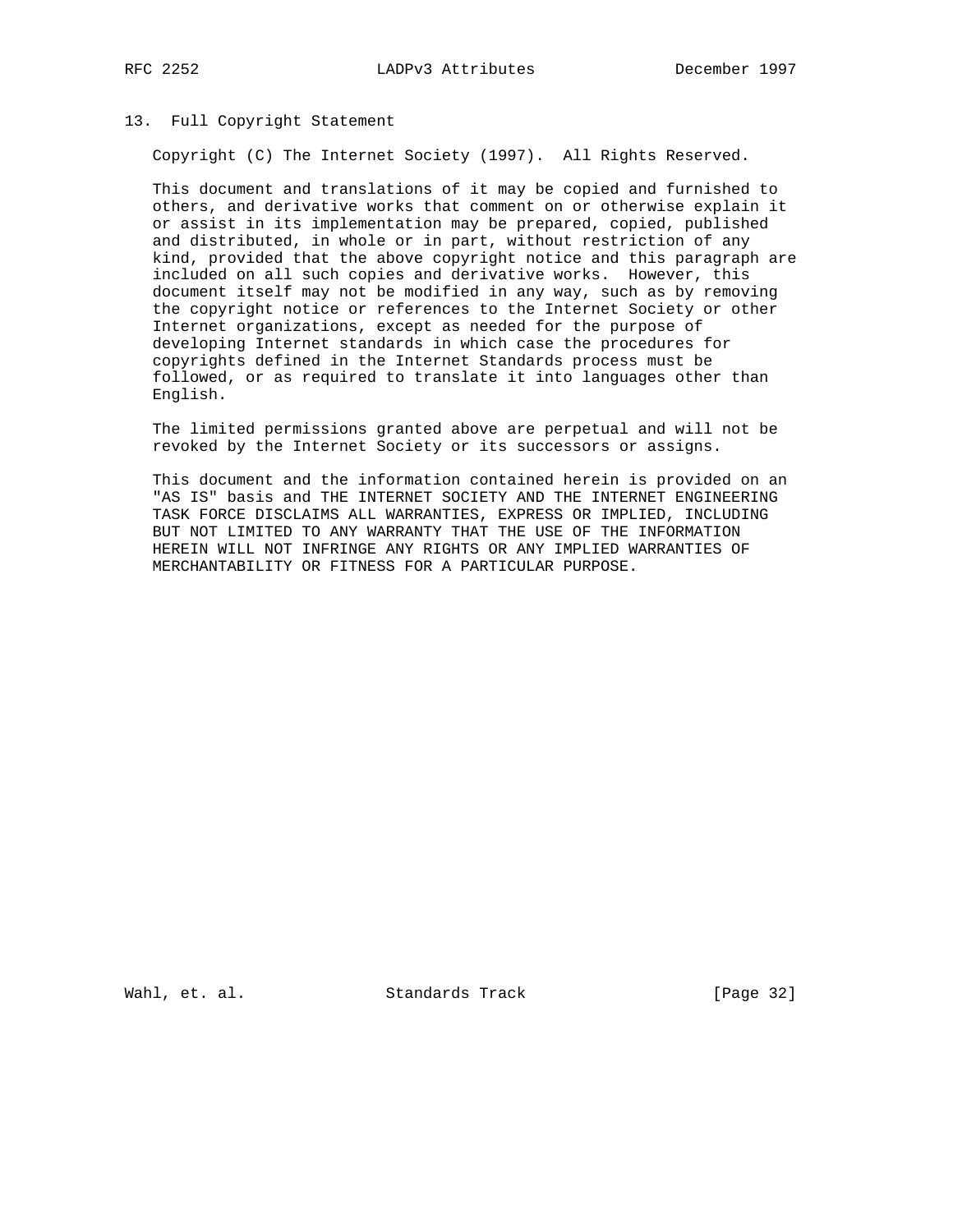## 13. Full Copyright Statement

Copyright (C) The Internet Society (1997). All Rights Reserved.

This document and translations of it may be copied and furnished to others, and derivative works that comment on or otherwise explain it or assist in its implementation may be prepared, copied, published and distributed, in whole or in part, without restriction of any kind, provided that the above copyright notice and this paragraph are included on all such copies and derivative works. However, this document itself may not be modified in any way, such as by removing the copyright notice or references to the Internet Society or other Internet organizations, except as needed for the purpose of developing Internet standards in which case the procedures for copyrights defined in the Internet Standards process must be followed, or as required to translate it into languages other than English.

The limited permissions granted above are perpetual and will not be revoked by the Internet Society or its successors or assigns.

This document and the information contained herein is provided on an "AS IS" basis and THE INTERNET SOCIETY AND THE INTERNET ENGINEERING TASK FORCE DISCLAIMS ALL WARRANTIES, EXPRESS OR IMPLIED, INCLUDING BUT NOT LIMITED TO ANY WARRANTY THAT THE USE OF THE INFORMATION HEREIN WILL NOT INFRINGE ANY RIGHTS OR ANY IMPLIED WARRANTIES OF MERCHANTABILITY OR FITNESS FOR A PARTICULAR PURPOSE.